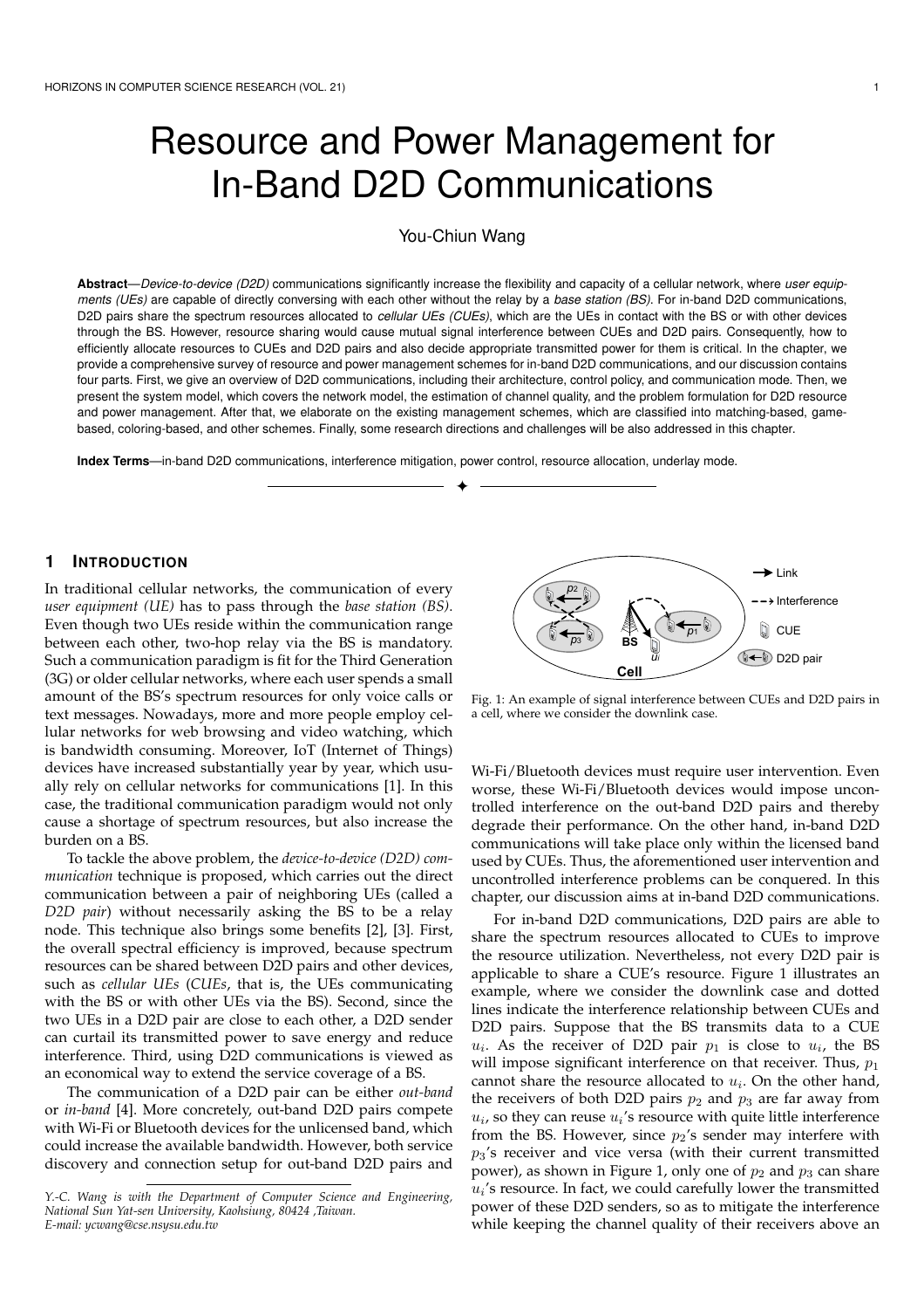# Resource and Power Management for In-Band D2D Communications

You-Chiun Wang

**Abstract**—*Device-to-device (D2D)* communications significantly increase the flexibility and capacity of a cellular network, where *user equipments (UEs)* are capable of directly conversing with each other without the relay by a *base station (BS)*. For in-band D2D communications, D2D pairs share the spectrum resources allocated to *cellular UEs (CUEs)*, which are the UEs in contact with the BS or with other devices through the BS. However, resource sharing would cause mutual signal interference between CUEs and D2D pairs. Consequently, how to efficiently allocate resources to CUEs and D2D pairs and also decide appropriate transmitted power for them is critical. In the chapter, we provide a comprehensive survey of resource and power management schemes for in-band D2D communications, and our discussion contains four parts. First, we give an overview of D2D communications, including their architecture, control policy, and communication mode. Then, we present the system model, which covers the network model, the estimation of channel quality, and the problem formulation for D2D resource and power management. After that, we elaborate on the existing management schemes, which are classified into matching-based, game-based, coloring-based, and other schemes. Finally, some research directions and challenges will be also addressed in this chapter.

**Index Terms**—in-band D2D communications, interference mitigation, power control, resource allocation, underlay mode.

## 1 Introduction

In traditional cellular networks, the communication of every *user equipment (UE)* has to pass through the *base station (BS)*. Even though two UEs reside within the communication range between each other, two-hop relay via the BS is mandatory. Such a communication paradigm is fit for the Third Generation (3G) or older cellular networks, where each user spends a small amount of the BS's spectrum resources for only voice calls or text messages. Nowadays, more and more people employ cellular networks for web browsing and video watching, which is bandwidth consuming. Moreover, IoT (Internet of Things) devices have increased substantially year by year, which usually rely on cellular networks for communications [1]. In this case, the traditional communication paradigm would not only cause a shortage of spectrum resources, but also increase the burden on a BS.

To tackle the above problem, the *device-to-device (D2D) communication* technique is proposed, which carries out the direct communication between a pair of neighboring UEs (called a *D2D pair*) without necessarily asking the BS to be a relay node. This technique also brings some benefits [2], [3]. First, the overall spectral efficiency is improved, because spectrum resources can be shared between D2D pairs and other devices, such as *cellular UEs* (*CUEs*, that is, the UEs communicating with the BS or with other UEs via the BS). Second, since the two UEs in a D2D pair are close to each other, a D2D sender can curtail its transmitted power to save energy and reduce interference. Third, using D2D communications is viewed as an economical way to extend the service coverage of a BS.

The communication of a D2D pair can be either *out-band* or *in-band* [4]. More concretely, out-band D2D pairs compete with Wi-Fi or Bluetooth devices for the unlicensed band, which could increase the available bandwidth. However, both service discovery and connection setup for out-band D2D pairs and Wi-Fi/Bluetooth devices must require user intervention. Even worse, these Wi-Fi/Bluetooth devices would impose uncontrolled interference on the out-band D2D pairs and thereby degrade their performance. On the other hand, in-band D2D communications will take place only within the licensed band used by CUEs. Thus, the aforementioned user intervention and uncontrolled interference problems can be conquered. In this chapter, our discussion aims at in-band D2D communications.

Fig. 1: An example of signal interference between CUEs and D2D pairs in a cell, where we consider the downlink case.

For in-band D2D communications, D2D pairs are able to share the spectrum resources allocated to CUEs to improve the resource utilization. Nevertheless, not every D2D pair is applicable to share a CUE's resource. Figure 1 illustrates an example, where we consider the downlink case and dotted lines indicate the interference relationship between CUEs and D2D pairs. Suppose that the BS transmits data to a CUE $u_i$. As the receiver of D2D pair $p_1$ is close to $u_i$, the BS will impose significant interference on that receiver. Thus, $p_1$ cannot share the resource allocated to $u_i$. On the other hand, the receivers of both D2D pairs $p_2$ and $p_3$ are far away from $u_i$, so they can reuse $u_i$'s resource with quite little interference from the BS. However, since $p_2$'s sender may interfere with $p_3$'s receiver and vice versa (with their current transmitted power), as shown in Figure 1, only one of $p_2$ and $p_3$ can share $u_i$'s resource. In fact, we could carefully lower the transmitted power of these D2D senders, so as to mitigate the interference while keeping the channel quality of their receivers above an

*Y.-C. Wang is with the Department of Computer Science and Engineering, National Sun Yat-sen University, Kaohsiung, 80424 ,Taiwan.*
*E-mail: ycwang@cse.nsysu.edu.tw*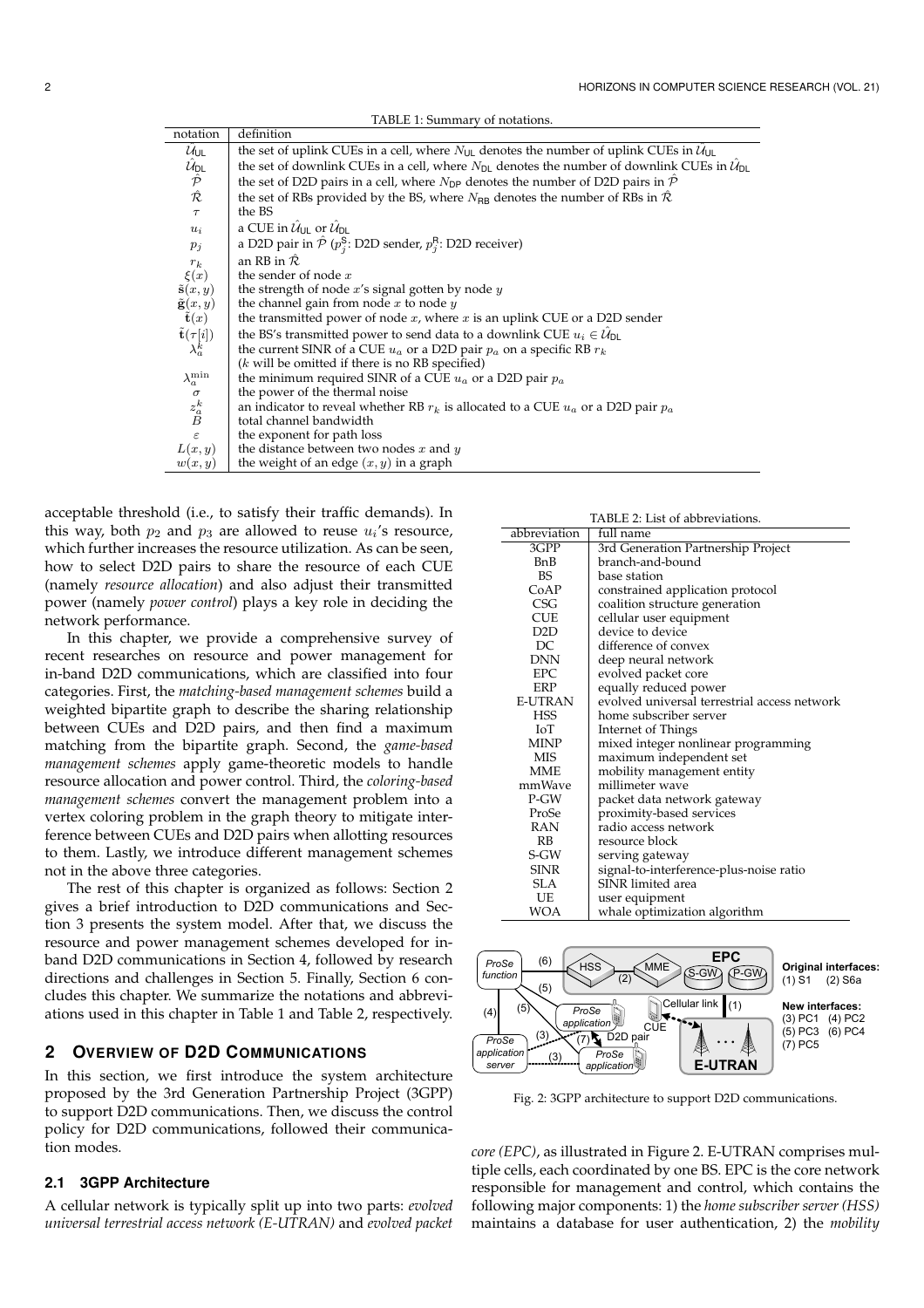TABLE 1: Summary of notations.

| notation | definition |
|---|---|
| $\hat{\mathcal{U}}_{\mathsf{UL}}$ | the set of uplink CUEs in a cell, where $N_{\mathsf{UL}}$ denotes the number of uplink CUEs in $\hat{\mathcal{U}}_{\mathsf{UL}}$ |
| $\hat{\mathcal{U}}_{\mathsf{DL}}$ | the set of downlink CUEs in a cell, where $N_{\mathsf{DL}}$ denotes the number of downlink CUEs in $\hat{\mathcal{U}}_{\mathsf{DL}}$ |
| $\hat{\mathcal{P}}$ | the set of D2D pairs in a cell, where $N_{\mathsf{DP}}$ denotes the number of D2D pairs in $\hat{\mathcal{P}}$ |
| $\hat{\mathcal{R}}$ | the set of RBs provided by the BS, where $N_{\mathsf{RB}}$ denotes the number of RBs in $\hat{\mathcal{R}}$ |
| $\tau$ | the BS |
| $u_i$ | a CUE in $\hat{\mathcal{U}}_{\mathsf{UL}}$ or $\hat{\mathcal{U}}_{\mathsf{DL}}$ |
| $p_j$ | a D2D pair in $\hat{\mathcal{P}}$ ($p_j^{\mathsf{S}}$: D2D sender, $p_j^{\mathsf{R}}$: D2D receiver) |
| $r_k$ | an RB in $\hat{\mathcal{R}}$ |
| $\xi(x)$ | the sender of node $x$ |
| $\tilde{\mathbf{s}}(x,y)$ | the strength of node $x$'s signal gotten by node $y$ |
| $\tilde{\mathbf{g}}(x,y)$ | the channel gain from node $x$ to node $y$ |
| $\tilde{\mathbf{t}}(x)$ | the transmitted power of node $x$, where $x$ is an uplink CUE or a D2D sender |
| $\tilde{\mathbf{t}}(\tau[i])$ | the BS's transmitted power to send data to a downlink CUE $u_i \in \hat{\mathcal{U}}_{\mathsf{DL}}$ |
| $\lambda_a^k$ | the current SINR of a CUE $u_a$ or a D2D pair $p_a$ on a specific RB $r_k$ ($k$ will be omitted if there is no RB specified) |
| $\lambda_a^{\min}$ | the minimum required SINR of a CUE $u_a$ or a D2D pair $p_a$ |
| $\sigma$ | the power of the thermal noise |
| $z_a^k$ | an indicator to reveal whether RB $r_k$ is allocated to a CUE $u_a$ or a D2D pair $p_a$ |
| $B$ | total channel bandwidth |
| $\varepsilon$ | the exponent for path loss |
| $L(x,y)$ | the distance between two nodes $x$ and $y$ |
| $w(x,y)$ | the weight of an edge $(x,y)$ in a graph |

acceptable threshold (i.e., to satisfy their traffic demands). In this way, both $p_2$ and $p_3$ are allowed to reuse $u_i$'s resource, which further increases the resource utilization. As can be seen, how to select D2D pairs to share the resource of each CUE (namely *resource allocation*) and also adjust their transmitted power (namely *power control*) plays a key role in deciding the network performance.

In this chapter, we provide a comprehensive survey of recent researches on resource and power management for in-band D2D communications, which are classified into four categories. First, the *matching-based management schemes* build a weighted bipartite graph to describe the sharing relationship between CUEs and D2D pairs, and then find a maximum matching from the bipartite graph. Second, the *game-based management schemes* apply game-theoretic models to handle resource allocation and power control. Third, the *coloring-based management schemes* convert the management problem into a vertex coloring problem in the graph theory to mitigate interference between CUEs and D2D pairs when allotting resources to them. Lastly, we introduce different management schemes not in the above three categories.

The rest of this chapter is organized as follows: Section 2 gives a brief introduction to D2D communications and Section 3 presents the system model. After that, we discuss the resource and power management schemes developed for in-band D2D communications in Section 4, followed by research directions and challenges in Section 5. Finally, Section 6 concludes this chapter. We summarize the notations and abbreviations used in this chapter in Table 1 and Table 2, respectively.

TABLE 2: List of abbreviations.

| abbreviation | full name |
|---|---|
| 3GPP | 3rd Generation Partnership Project |
| BnB | branch-and-bound |
| BS | base station |
| CoAP | constrained application protocol |
| CSG | coalition structure generation |
| CUE | cellular user equipment |
| D2D | device to device |
| DC | difference of convex |
| DNN | deep neural network |
| EPC | evolved packet core |
| ERP | equally reduced power |
| E-UTRAN | evolved universal terrestrial access network |
| HSS | home subscriber server |
| IoT | Internet of Things |
| MINP | mixed integer nonlinear programming |
| MIS | maximum independent set |
| MME | mobility management entity |
| mmWave | millimeter wave |
| P-GW | packet data network gateway |
| ProSe | proximity-based services |
| RAN | radio access network |
| RB | resource block |
| S-GW | serving gateway |
| SINR | signal-to-interference-plus-noise ratio |
| SLA | SINR limited area |
| UE | user equipment |
| WOA | whale optimization algorithm |

Fig. 2: 3GPP architecture to support D2D communications.

## 2 Overview of D2D Communications

In this section, we first introduce the system architecture proposed by the 3rd Generation Partnership Project (3GPP) to support D2D communications. Then, we discuss the control policy for D2D communications, followed their communication modes.

### 2.1 3GPP Architecture

A cellular network is typically split up into two parts: *evolved universal terrestrial access network (E-UTRAN)* and *evolved packet core (EPC)*, as illustrated in Figure 2. E-UTRAN comprises multiple cells, each coordinated by one BS. EPC is the core network responsible for management and control, which contains the following major components: 1) the *home subscriber server (HSS)* maintains a database for user authentication, 2) the *mobility*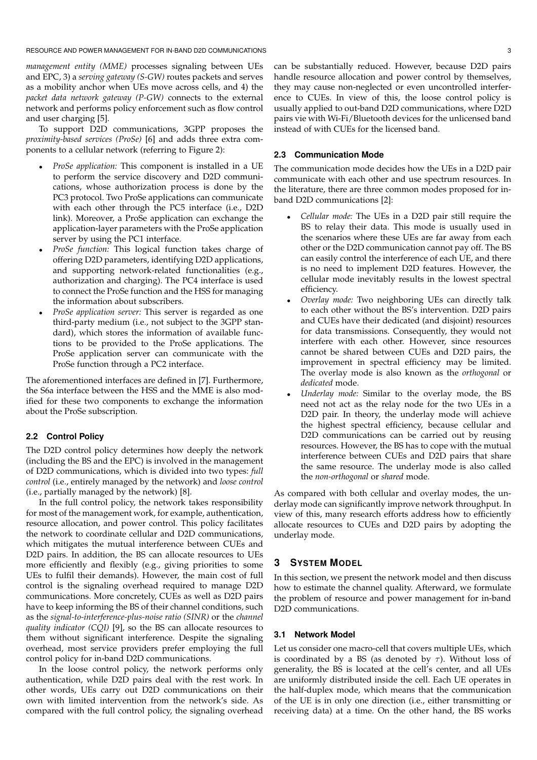*management entity (MME)* processes signaling between UEs and EPC, 3) a *serving gateway (S-GW)* routes packets and serves as a mobility anchor when UEs move across cells, and 4) the *packet data network gateway (P-GW)* connects to the external network and performs policy enforcement such as flow control and user charging [5].

To support D2D communications, 3GPP proposes the *proximity-based services (ProSe)* [6] and adds three extra components to a cellular network (referring to Figure 2):

- *ProSe application:* This component is installed in a UE to perform the service discovery and D2D communications, whose authorization process is done by the PC3 protocol. Two ProSe applications can communicate with each other through the PC5 interface (i.e., D2D link). Moreover, a ProSe application can exchange the application-layer parameters with the ProSe application server by using the PC1 interface.
- *ProSe function:* This logical function takes charge of offering D2D parameters, identifying D2D applications, and supporting network-related functionalities (e.g., authorization and charging). The PC4 interface is used to connect the ProSe function and the HSS for managing the information about subscribers.
- *ProSe application server:* This server is regarded as one third-party medium (i.e., not subject to the 3GPP standard), which stores the information of available functions to be provided to the ProSe applications. The ProSe application server can communicate with the ProSe function through a PC2 interface.

The aforementioned interfaces are defined in [7]. Furthermore, the S6a interface between the HSS and the MME is also modified for these two components to exchange the information about the ProSe subscription.

### 2.2 Control Policy

The D2D control policy determines how deeply the network (including the BS and the EPC) is involved in the management of D2D communications, which is divided into two types: *full control* (i.e., entirely managed by the network) and *loose control* (i.e., partially managed by the network) [8].

In the full control policy, the network takes responsibility for most of the management work, for example, authentication, resource allocation, and power control. This policy facilitates the network to coordinate cellular and D2D communications, which mitigates the mutual interference between CUEs and D2D pairs. In addition, the BS can allocate resources to UEs more efficiently and flexibly (e.g., giving priorities to some UEs to fulfil their demands). However, the main cost of full control is the signaling overhead required to manage D2D communications. More concretely, CUEs as well as D2D pairs have to keep informing the BS of their channel conditions, such as the *signal-to-interference-plus-noise ratio (SINR)* or the *channel quality indicator (CQI)* [9], so the BS can allocate resources to them without significant interference. Despite the signaling overhead, most service providers prefer employing the full control policy for in-band D2D communications.

In the loose control policy, the network performs only authentication, while D2D pairs deal with the rest work. In other words, UEs carry out D2D communications on their own with limited intervention from the network's side. As compared with the full control policy, the signaling overhead can be substantially reduced. However, because D2D pairs handle resource allocation and power control by themselves, they may cause non-neglected or even uncontrolled interference to CUEs. In view of this, the loose control policy is usually applied to out-band D2D communications, where D2D pairs vie with Wi-Fi/Bluetooth devices for the unlicensed band instead of with CUEs for the licensed band.

### 2.3 Communication Mode

The communication mode decides how the UEs in a D2D pair communicate with each other and use spectrum resources. In the literature, there are three common modes proposed for in-band D2D communications [2]:

- *Cellular mode:* The UEs in a D2D pair still require the BS to relay their data. This mode is usually used in the scenarios where these UEs are far away from each other or the D2D communication cannot pay off. The BS can easily control the interference of each UE, and there is no need to implement D2D features. However, the cellular mode inevitably results in the lowest spectral efficiency.
- *Overlay mode:* Two neighboring UEs can directly talk to each other without the BS's intervention. D2D pairs and CUEs have their dedicated (and disjoint) resources for data transmissions. Consequently, they would not interfere with each other. However, since resources cannot be shared between CUEs and D2D pairs, the improvement in spectral efficiency may be limited. The overlay mode is also known as the *orthogonal* or *dedicated* mode.
- *Underlay mode:* Similar to the overlay mode, the BS need not act as the relay node for the two UEs in a D2D pair. In theory, the underlay mode will achieve the highest spectral efficiency, because cellular and D2D communications can be carried out by reusing resources. However, the BS has to cope with the mutual interference between CUEs and D2D pairs that share the same resource. The underlay mode is also called the *non-orthogonal* or *shared* mode.

As compared with both cellular and overlay modes, the underlay mode can significantly improve network throughput. In view of this, many research efforts address how to efficiently allocate resources to CUEs and D2D pairs by adopting the underlay mode.

## 3 System Model

In this section, we present the network model and then discuss how to estimate the channel quality. Afterward, we formulate the problem of resource and power management for in-band D2D communications.

### 3.1 Network Model

Let us consider one macro-cell that covers multiple UEs, which is coordinated by a BS (as denoted by $\tau$). Without loss of generality, the BS is located at the cell's center, and all UEs are uniformly distributed inside the cell. Each UE operates in the half-duplex mode, which means that the communication of the UE is in only one direction (i.e., either transmitting or receiving data) at a time. On the other hand, the BS works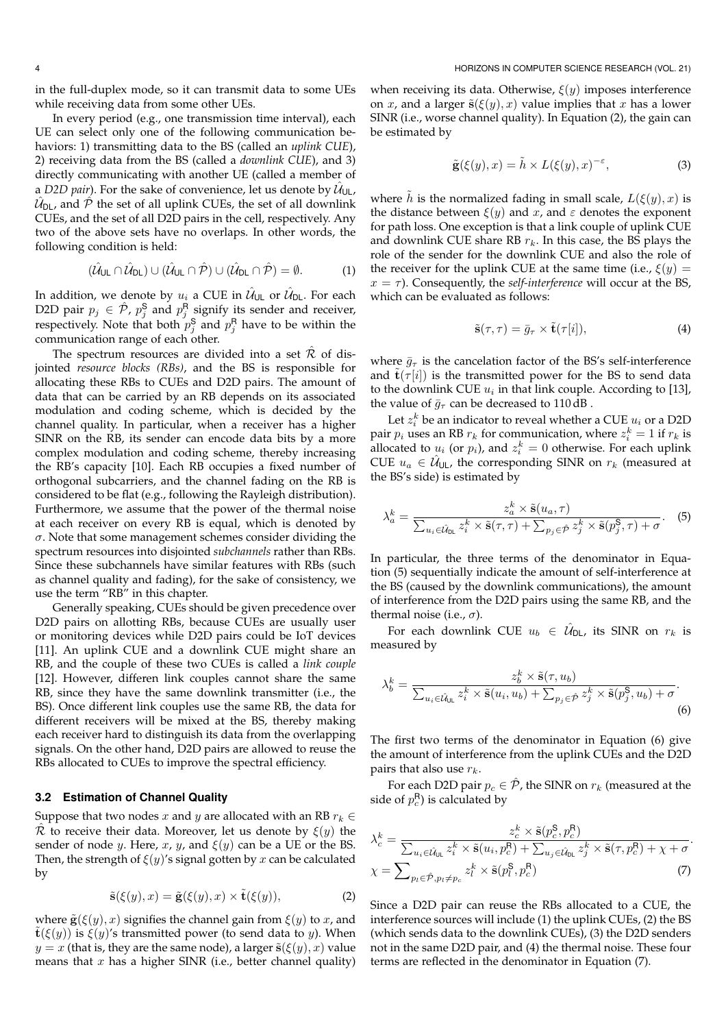in the full-duplex mode, so it can transmit data to some UEs while receiving data from some other UEs.

In every period (e.g., one transmission time interval), each UE can select only one of the following communication behaviors: 1) transmitting data to the BS (called an *uplink CUE*), 2) receiving data from the BS (called a *downlink CUE*), and 3) directly communicating with another UE (called a member of a *D2D pair*). For the sake of convenience, let us denote by $\hat{\mathcal{U}}_{\mathsf{UL}}$, $\hat{\mathcal{U}}_{\mathsf{DL}}$, and $\hat{\mathcal{P}}$ the set of all uplink CUEs, the set of all downlink CUEs, and the set of all D2D pairs in the cell, respectively. Any two of the above sets have no overlaps. In other words, the following condition is held:

$$(\hat{\mathcal{U}}_{\mathsf{UL}} \cap \hat{\mathcal{U}}_{\mathsf{DL}}) \cup (\hat{\mathcal{U}}_{\mathsf{UL}} \cap \hat{\mathcal{P}}) \cup (\hat{\mathcal{U}}_{\mathsf{DL}} \cap \hat{\mathcal{P}}) = \emptyset. \tag{1}$$

In addition, we denote by $u_i$ a CUE in $\hat{\mathcal{U}}_{\mathsf{UL}}$ or $\hat{\mathcal{U}}_{\mathsf{DL}}$. For each D2D pair $p_j \in \hat{\mathcal{P}}$, $p^{\mathsf{S}}_j$ and $p^{\mathsf{R}}_j$ signify its sender and receiver, respectively. Note that both $p^{\mathsf{S}}_j$ and $p^{\mathsf{R}}_j$ have to be within the communication range of each other.

The spectrum resources are divided into a set $\hat{\mathcal{R}}$ of disjointed *resource blocks (RBs)*, and the BS is responsible for allocating these RBs to CUEs and D2D pairs. The amount of data that can be carried by an RB depends on its associated modulation and coding scheme, which is decided by the channel quality. In particular, when a receiver has a higher SINR on the RB, its sender can encode data bits by a more complex modulation and coding scheme, thereby increasing the RB's capacity [10]. Each RB occupies a fixed number of orthogonal subcarriers, and the channel fading on the RB is considered to be flat (e.g., following the Rayleigh distribution). Furthermore, we assume that the power of the thermal noise at each receiver on every RB is equal, which is denoted by $\sigma$. Note that some management schemes consider dividing the spectrum resources into disjointed *subchannels* rather than RBs. Since these subchannels have similar features with RBs (such as channel quality and fading), for the sake of consistency, we use the term "RB" in this chapter.

Generally speaking, CUEs should be given precedence over D2D pairs on allotting RBs, because CUEs are usually user or monitoring devices while D2D pairs could be IoT devices [11]. An uplink CUE and a downlink CUE might share an RB, and the couple of these two CUEs is called a *link couple* [12]. However, differen link couples cannot share the same RB, since they have the same downlink transmitter (i.e., the BS). Once different link couples use the same RB, the data for different receivers will be mixed at the BS, thereby making each receiver hard to distinguish its data from the overlapping signals. On the other hand, D2D pairs are allowed to reuse the RBs allocated to CUEs to improve the spectral efficiency.

### 3.2 Estimation of Channel Quality

Suppose that two nodes $x$ and $y$ are allocated with an RB $r_k \in \hat{\mathcal{R}}$ to receive their data. Moreover, let us denote by $\xi(y)$ the sender of node $y$. Here, $x$, $y$, and $\xi(y)$ can be a UE or the BS. Then, the strength of $\xi(y)$'s signal gotten by $x$ can be calculated by

$$\tilde{\mathbf{s}}(\xi(y), x) = \tilde{\mathbf{g}}(\xi(y), x) \times \tilde{\mathbf{t}}(\xi(y)), \tag{2}$$

where $\tilde{\mathbf{g}}(\xi(y), x)$ signifies the channel gain from $\xi(y)$ to $x$, and $\tilde{\mathbf{t}}(\xi(y))$ is $\xi(y)$'s transmitted power (to send data to $y$). When $y = x$ (that is, they are the same node), a larger $\tilde{\mathbf{s}}(\xi(y), x)$ value means that $x$ has a higher SINR (i.e., better channel quality) when receiving its data. Otherwise, $\xi(y)$ imposes interference on $x$, and a larger $\tilde{\mathbf{s}}(\xi(y), x)$ value implies that $x$ has a lower SINR (i.e., worse channel quality). In Equation (2), the gain can be estimated by

$$\tilde{\mathbf{g}}(\xi(y), x) = \tilde{h} \times L(\xi(y), x)^{-\varepsilon}, \tag{3}$$

where $\tilde{h}$ is the normalized fading in small scale, $L(\xi(y), x)$ is the distance between $\xi(y)$ and $x$, and $\varepsilon$ denotes the exponent for path loss. One exception is that a link couple of uplink CUE and downlink CUE share RB $r_k$. In this case, the BS plays the role of the sender for the downlink CUE and also the role of the receiver for the uplink CUE at the same time (i.e., $\xi(y) = x = \tau$). Consequently, the *self-interference* will occur at the BS, which can be evaluated as follows:

$$\tilde{\mathbf{s}}(\tau, \tau) = \bar{g}_\tau \times \tilde{\mathbf{t}}(\tau[i]), \tag{4}$$

where $\bar{g}_\tau$ is the cancelation factor of the BS's self-interference and $\tilde{\mathbf{t}}(\tau[i])$ is the transmitted power for the BS to send data to the downlink CUE $u_i$ in that link couple. According to [13], the value of $\bar{g}_\tau$ can be decreased to 110 dB .

Let $z^k_i$ be an indicator to reveal whether a CUE $u_i$ or a D2D pair $p_i$ uses an RB $r_k$ for communication, where $z^k_i = 1$ if $r_k$ is allocated to $u_i$ (or $p_i$), and $z^k_i = 0$ otherwise. For each uplink CUE $u_a \in \hat{\mathcal{U}}_{\mathsf{UL}}$, the corresponding SINR on $r_k$ (measured at the BS's side) is estimated by

$$\lambda^k_a = \frac{z^k_a \times \tilde{\mathbf{s}}(u_a, \tau)}{\sum_{u_i \in \hat{\mathcal{U}}_{\mathsf{DL}}} z^k_i \times \tilde{\mathbf{s}}(\tau, \tau) + \sum_{p_j \in \hat{\mathcal{P}}} z^k_j \times \tilde{\mathbf{s}}(p^{\mathsf{S}}_j, \tau) + \sigma}. \tag{5}$$

In particular, the three terms of the denominator in Equation (5) sequentially indicate the amount of self-interference at the BS (caused by the downlink communications), the amount of interference from the D2D pairs using the same RB, and the thermal noise (i.e., $\sigma$).

For each downlink CUE $u_b \in \hat{\mathcal{U}}_{\mathsf{DL}}$, its SINR on $r_k$ is measured by

$$\lambda^k_b = \frac{z^k_b \times \tilde{\mathbf{s}}(\tau, u_b)}{\sum_{u_i \in \hat{\mathcal{U}}_{\mathsf{UL}}} z^k_i \times \tilde{\mathbf{s}}(u_i, u_b) + \sum_{p_j \in \hat{\mathcal{P}}} z^k_j \times \tilde{\mathbf{s}}(p^{\mathsf{S}}_j, u_b) + \sigma}. \tag{6}$$

The first two terms of the denominator in Equation (6) give the amount of interference from the uplink CUEs and the D2D pairs that also use $r_k$.

For each D2D pair $p_c \in \hat{\mathcal{P}}$, the SINR on $r_k$ (measured at the side of $p^{\mathsf{R}}_c$) is calculated by

$$\lambda^k_c = \frac{z^k_c \times \tilde{\mathbf{s}}(p^{\mathsf{S}}_c, p^{\mathsf{R}}_c)}{\sum_{u_i \in \hat{\mathcal{U}}_{\mathsf{UL}}} z^k_i \times \tilde{\mathbf{s}}(u_i, p^{\mathsf{R}}_c) + \sum_{u_j \in \hat{\mathcal{U}}_{\mathsf{DL}}} z^k_j \times \tilde{\mathbf{s}}(\tau, p^{\mathsf{R}}_c) + \chi + \sigma}.$$
$$\chi = \sum_{p_l \in \hat{\mathcal{P}}, p_l \neq p_c} z^k_l \times \tilde{\mathbf{s}}(p^{\mathsf{S}}_l, p^{\mathsf{R}}_c) \tag{7}$$

Since a D2D pair can reuse the RBs allocated to a CUE, the interference sources will include (1) the uplink CUEs, (2) the BS (which sends data to the downlink CUEs), (3) the D2D senders not in the same D2D pair, and (4) the thermal noise. These four terms are reflected in the denominator in Equation (7).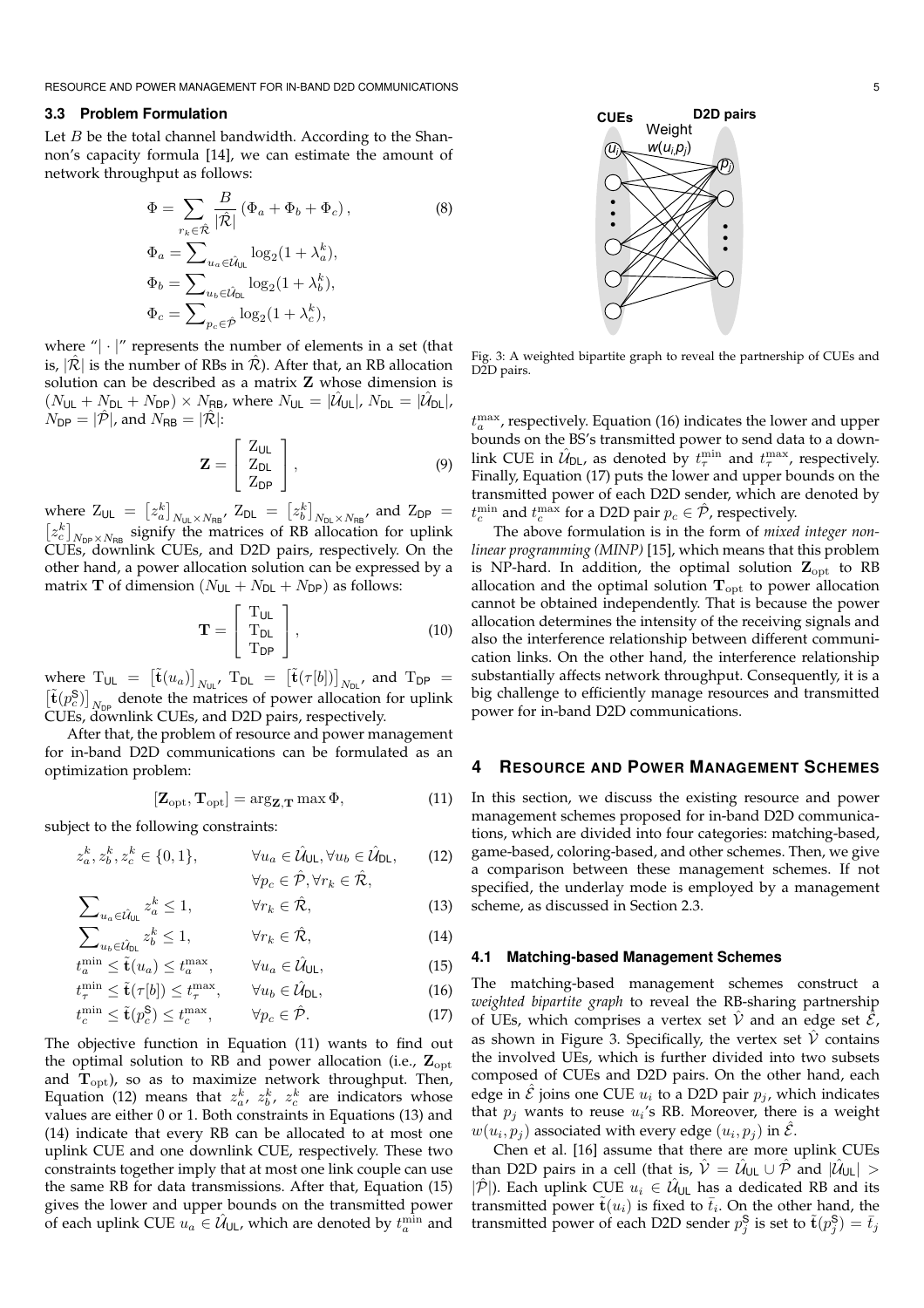### 3.3 Problem Formulation

Let $B$ be the total channel bandwidth. According to the Shannon's capacity formula [14], we can estimate the amount of network throughput as follows:

$$\Phi = \sum_{r_k \in \hat{\mathcal{R}}} \frac{B}{|\hat{\mathcal{R}}|} \left(\Phi_a + \Phi_b + \Phi_c\right), \tag{8}$$

$$\Phi_a = \sum\nolimits_{u_a \in \hat{\mathcal{U}}_{\mathsf{UL}}} \log_2(1 + \lambda_a^k),$$

$$\Phi_b = \sum\nolimits_{u_b \in \hat{\mathcal{U}}_{\mathsf{DL}}} \log_2(1 + \lambda_b^k),$$

$$\Phi_c = \sum\nolimits_{p_c \in \hat{\mathcal{P}}} \log_2(1 + \lambda_c^k),$$

where "$|\cdot|$" represents the number of elements in a set (that is, $|\hat{\mathcal{R}}|$ is the number of RBs in $\hat{\mathcal{R}}$). After that, an RB allocation solution can be described as a matrix $\mathbf{Z}$ whose dimension is $(N_{\mathsf{UL}} + N_{\mathsf{DL}} + N_{\mathsf{DP}}) \times N_{\mathsf{RB}}$, where $N_{\mathsf{UL}} = |\hat{\mathcal{U}}_{\mathsf{UL}}|$, $N_{\mathsf{DL}} = |\hat{\mathcal{U}}_{\mathsf{DL}}|$, $N_{\mathsf{DP}} = |\hat{\mathcal{P}}|$, and $N_{\mathsf{RB}} = |\hat{\mathcal{R}}|$:

$$\mathbf{Z} = \begin{bmatrix} \mathrm{Z}_{\mathsf{UL}} \\ \mathrm{Z}_{\mathsf{DL}} \\ \mathrm{Z}_{\mathsf{DP}} \end{bmatrix}, \tag{9}$$

where $\mathrm{Z}_{\mathsf{UL}} = \left[z_a^k\right]_{N_{\mathsf{UL}} \times N_{\mathsf{RB}}}$, $\mathrm{Z}_{\mathsf{DL}} = \left[z_b^k\right]_{N_{\mathsf{DL}} \times N_{\mathsf{RB}}}$, and $\mathrm{Z}_{\mathsf{DP}} = \left[z_c^k\right]_{N_{\mathsf{DP}} \times N_{\mathsf{RB}}}$ signify the matrices of RB allocation for uplink CUEs, downlink CUEs, and D2D pairs, respectively. On the other hand, a power allocation solution can be expressed by a matrix $\mathbf{T}$ of dimension $(N_{\mathsf{UL}} + N_{\mathsf{DL}} + N_{\mathsf{DP}})$ as follows:

$$\mathbf{T} = \begin{bmatrix} \mathrm{T}_{\mathsf{UL}} \\ \mathrm{T}_{\mathsf{DL}} \\ \mathrm{T}_{\mathsf{DP}} \end{bmatrix}, \tag{10}$$

where $\mathrm{T}_{\mathsf{UL}} = \left[\tilde{\mathbf{t}}(u_a)\right]_{N_{\mathsf{UL}}}$, $\mathrm{T}_{\mathsf{DL}} = \left[\tilde{\mathbf{t}}(\tau[b])\right]_{N_{\mathsf{DL}}}$, and $\mathrm{T}_{\mathsf{DP}} = \left[\tilde{\mathbf{t}}(p_c^{\mathsf{S}})\right]_{N_{\mathsf{DP}}}$ denote the matrices of power allocation for uplink CUEs, downlink CUEs, and D2D pairs, respectively.

After that, the problem of resource and power management for in-band D2D communications can be formulated as an optimization problem:

$$[\mathbf{Z}_{\mathrm{opt}}, \mathbf{T}_{\mathrm{opt}}] = \arg_{\mathbf{Z},\mathbf{T}} \max \Phi, \tag{11}$$

subject to the following constraints:

$$z_a^k, z_b^k, z_c^k \in \{0, 1\}, \qquad \forall u_a \in \hat{\mathcal{U}}_{\mathsf{UL}}, \forall u_b \in \hat{\mathcal{U}}_{\mathsf{DL}}, \forall p_c \in \hat{\mathcal{P}}, \forall r_k \in \hat{\mathcal{R}}, \tag{12}$$

$$\sum\nolimits_{u_a \in \hat{\mathcal{U}}_{\mathsf{UL}}} z_a^k \leq 1, \qquad \forall r_k \in \hat{\mathcal{R}}, \tag{13}$$

$$\sum\nolimits_{u_b \in \hat{\mathcal{U}}_{\mathsf{DL}}} z_b^k \leq 1, \qquad \forall r_k \in \hat{\mathcal{R}}, \tag{14}$$

$$t_a^{\min} \leq \tilde{\mathbf{t}}(u_a) \leq t_a^{\max}, \qquad \forall u_a \in \hat{\mathcal{U}}_{\mathsf{UL}}, \tag{15}$$

$$t_\tau^{\min} \leq \tilde{\mathbf{t}}(\tau[b]) \leq t_\tau^{\max}, \qquad \forall u_b \in \hat{\mathcal{U}}_{\mathsf{DL}}, \tag{16}$$

$$t_c^{\min} \leq \tilde{\mathbf{t}}(p_c^{\mathsf{S}}) \leq t_c^{\max}, \qquad \forall p_c \in \hat{\mathcal{P}}. \tag{17}$$

The objective function in Equation (11) wants to find out the optimal solution to RB and power allocation (i.e., $\mathbf{Z}_{\mathrm{opt}}$ and $\mathbf{T}_{\mathrm{opt}}$), so as to maximize network throughput. Then, Equation (12) means that $z_a^k$, $z_b^k$, $z_c^k$ are indicators whose values are either 0 or 1. Both constraints in Equations (13) and (14) indicate that every RB can be allocated to at most one uplink CUE and one downlink CUE, respectively. These two constraints together imply that at most one link couple can use the same RB for data transmissions. After that, Equation (15) gives the lower and upper bounds on the transmitted power of each uplink CUE $u_a \in \hat{\mathcal{U}}_{\mathsf{UL}}$, which are denoted by $t_a^{\min}$ and $t_a^{\max}$, respectively. Equation (16) indicates the lower and upper bounds on the BS's transmitted power to send data to a downlink CUE in $\hat{\mathcal{U}}_{\mathsf{DL}}$, as denoted by $t_\tau^{\min}$ and $t_\tau^{\max}$, respectively. Finally, Equation (17) puts the lower and upper bounds on the transmitted power of each D2D sender, which are denoted by $t_c^{\min}$ and $t_c^{\max}$ for a D2D pair $p_c \in \hat{\mathcal{P}}$, respectively.

The above formulation is in the form of *mixed integer nonlinear programming (MINP)* [15], which means that this problem is NP-hard. In addition, the optimal solution $\mathbf{Z}_{\mathrm{opt}}$ to RB allocation and the optimal solution $\mathbf{T}_{\mathrm{opt}}$ to power allocation cannot be obtained independently. That is because the power allocation determines the intensity of the receiving signals and also the interference relationship between different communication links. On the other hand, the interference relationship substantially affects network throughput. Consequently, it is a big challenge to efficiently manage resources and transmitted power for in-band D2D communications.

Fig. 3: A weighted bipartite graph to reveal the partnership of CUEs and D2D pairs.

## 4 Resource and Power Management Schemes

In this section, we discuss the existing resource and power management schemes proposed for in-band D2D communications, which are divided into four categories: matching-based, game-based, coloring-based, and other schemes. Then, we give a comparison between these management schemes. If not specified, the underlay mode is employed by a management scheme, as discussed in Section 2.3.

### 4.1 Matching-based Management Schemes

The matching-based management schemes construct a *weighted bipartite graph* to reveal the RB-sharing partnership of UEs, which comprises a vertex set $\hat{\mathcal{V}}$ and an edge set $\hat{\mathcal{E}}$, as shown in Figure 3. Specifically, the vertex set $\hat{\mathcal{V}}$ contains the involved UEs, which is further divided into two subsets composed of CUEs and D2D pairs. On the other hand, each edge in $\hat{\mathcal{E}}$ joins one CUE $u_i$ to a D2D pair $p_j$, which indicates that $p_j$ wants to reuse $u_i$'s RB. Moreover, there is a weight $w(u_i, p_j)$ associated with every edge $(u_i, p_j)$ in $\hat{\mathcal{E}}$.

Chen et al. [16] assume that there are more uplink CUEs than D2D pairs in a cell (that is, $\hat{\mathcal{V}} = \hat{\mathcal{U}}_{\mathsf{UL}} \cup \hat{\mathcal{P}}$ and $|\hat{\mathcal{U}}_{\mathsf{UL}}| > |\hat{\mathcal{P}}|$). Each uplink CUE $u_i \in \hat{\mathcal{U}}_{\mathsf{UL}}$ has a dedicated RB and its transmitted power $\tilde{\mathbf{t}}(u_i)$ is fixed to $\bar{t}_i$. On the other hand, the transmitted power of each D2D sender $p_j^{\mathsf{S}}$ is set to $\tilde{\mathbf{t}}(p_j^{\mathsf{S}}) = \bar{t}_j$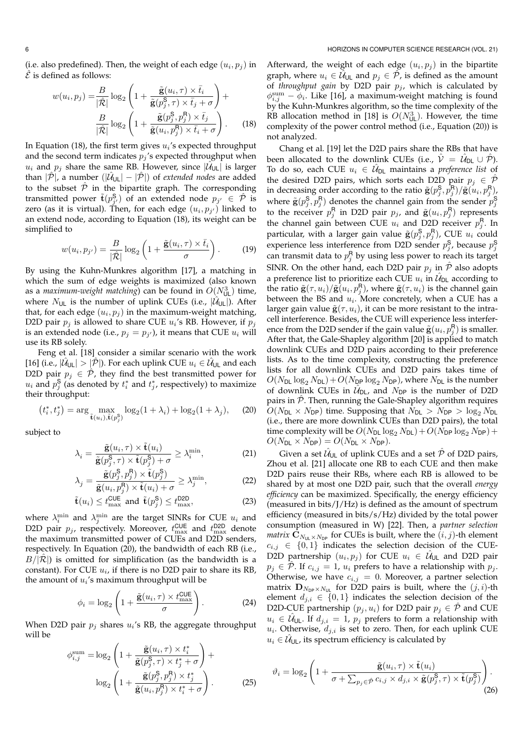(i.e. also predefined). Then, the weight of each edge $(u_i, p_j)$ in $\hat{\mathcal{E}}$ is defined as follows:

$$w(u_i, p_j) = \frac{B}{|\hat{\mathcal{R}}|} \log_2 \left( 1 + \frac{\tilde{\mathbf{g}}(u_i, \tau) \times \bar{t}_i}{\tilde{\mathbf{g}}(p_j^{\mathsf{S}}, \tau) \times \bar{t}_j + \sigma} \right) + \frac{B}{|\hat{\mathcal{R}}|} \log_2 \left( 1 + \frac{\tilde{\mathbf{g}}(p_j^{\mathsf{S}}, p_j^{\mathsf{R}}) \times \bar{t}_j}{\tilde{\mathbf{g}}(u_i, p_j^{\mathsf{R}}) \times \bar{t}_i + \sigma} \right). \quad (18)$$

In Equation (18), the first term gives $u_i$'s expected throughput and the second term indicates $p_j$'s expected throughput when $u_i$ and $p_j$ share the same RB. However, since $|\hat{\mathcal{U}}_{\mathsf{UL}}|$ is larger than $|\hat{\mathcal{P}}|$, a number ($|\hat{\mathcal{U}}_{\mathsf{UL}}| - |\hat{\mathcal{P}}|$) of *extended nodes* are added to the subset $\hat{\mathcal{P}}$ in the bipartite graph. The corresponding transmitted power $\hat{\mathbf{t}}(p_{j'}^{\mathsf{S}})$ of an extended node $p_{j'} \in \hat{\mathcal{P}}$ is zero (as it is virtual). Then, for each edge $(u_i, p_{j'})$ linked to an extend node, according to Equation (18), its weight can be simplified to

$$w(u_i, p_{j'}) = \frac{B}{|\hat{\mathcal{R}}|} \log_2 \left( 1 + \frac{\tilde{\mathbf{g}}(u_i, \tau) \times \bar{t}_i}{\sigma} \right). \quad (19)$$

By using the Kuhn-Munkres algorithm [17], a matching in which the sum of edge weights is maximized (also known as a *maximum-weight matching*) can be found in $O(N_{\mathsf{UL}}^3)$ time, where $N_{\mathsf{UL}}$ is the number of uplink CUEs (i.e., $|\hat{\mathcal{U}}_{\mathsf{UL}}|$). After that, for each edge $(u_i, p_j)$ in the maximum-weight matching, D2D pair $p_j$ is allowed to share CUE $u_i$'s RB. However, if $p_j$ is an extended node (i.e., $p_j = p_{j'}$), it means that CUE $u_i$ will use its RB solely.

Feng et al. [18] consider a similar scenario with the work [16] (i.e., $|\hat{\mathcal{U}}_{\mathsf{UL}}| > |\hat{\mathcal{P}}|$). For each uplink CUE $u_i \in \hat{\mathcal{U}}_{\mathsf{UL}}$ and each D2D pair $p_j \in \hat{\mathcal{P}}$, they find the best transmitted power for $u_i$ and $p_j^{\mathsf{S}}$ (as denoted by $t_i^*$ and $t_j^*$, respectively) to maximize their throughput:

$$\left(t_i^*, t_j^*\right) = \arg \max_{\tilde{\mathbf{t}}(u_i), \tilde{\mathbf{t}}(p_j^{\mathsf{S}})} \log_2(1 + \lambda_i) + \log_2(1 + \lambda_j), \quad (20)$$

subject to

$$\lambda_i = \frac{\tilde{\mathbf{g}}(u_i, \tau) \times \tilde{\mathbf{t}}(u_i)}{\tilde{\mathbf{g}}(p_j^{\mathsf{S}}, \tau) \times \tilde{\mathbf{t}}(p_j^{\mathsf{S}}) + \sigma} \geq \lambda_i^{\min}, \quad (21)$$

$$\lambda_j = \frac{\tilde{\mathbf{g}}(p_j^{\mathsf{S}}, p_j^{\mathsf{R}}) \times \tilde{\mathbf{t}}(p_j^{\mathsf{S}})}{\tilde{\mathbf{g}}(u_i, p_j^{\mathsf{R}}) \times \tilde{\mathbf{t}}(u_i) + \sigma} \geq \lambda_j^{\min}, \quad (22)$$

$$\tilde{\mathbf{t}}(u_i) \leq t_{\max}^{\mathsf{CUE}} \text{ and } \tilde{\mathbf{t}}(p_j^{\mathsf{S}}) \leq t_{\max}^{\mathsf{D2D}}, \quad (23)$$

where $\lambda_i^{\min}$ and $\lambda_j^{\min}$ are the target SINRs for CUE $u_i$ and D2D pair $p_j$, respectively. Moreover, $t_{\max}^{\mathsf{CUE}}$ and $t_{\max}^{\mathsf{D2D}}$ denote the maximum transmitted power of CUEs and D2D senders, respectively. In Equation (20), the bandwidth of each RB (i.e., $B/|\hat{\mathcal{R}}|$) is omitted for simplification (as the bandwidth is a constant). For CUE $u_i$, if there is no D2D pair to share its RB, the amount of $u_i$'s maximum throughput will be

$$\phi_i = \log_2 \left( 1 + \frac{\tilde{\mathbf{g}}(u_i, \tau) \times t_{\max}^{\mathsf{CUE}}}{\sigma} \right). \quad (24)$$

When D2D pair $p_j$ shares $u_i$'s RB, the aggregate throughput will be

$$\phi_{i,j}^{\text{sum}} = \log_2 \left( 1 + \frac{\tilde{\mathbf{g}}(u_i, \tau) \times t_i^*}{\tilde{\mathbf{g}}(p_j^{\mathsf{S}}, \tau) \times t_j^* + \sigma} \right) + \log_2 \left( 1 + \frac{\tilde{\mathbf{g}}(p_j^{\mathsf{S}}, p_j^{\mathsf{R}}) \times t_j^*}{\tilde{\mathbf{g}}(u_i, p_j^{\mathsf{R}}) \times t_i^* + \sigma} \right). \quad (25)$$

Afterward, the weight of each edge $(u_i, p_j)$ in the bipartite graph, where $u_i \in \hat{\mathcal{U}}_{\mathsf{UL}}$ and $p_j \in \hat{\mathcal{P}}$, is defined as the amount of *throughput gain* by D2D pair $p_j$, which is calculated by $\phi_{i,j}^{\text{sum}} - \phi_i$. Like [16], a maximum-weight matching is found by the Kuhn-Munkres algorithm, so the time complexity of the RB allocation method in [18] is $O(N_{\mathsf{UL}}^3)$. However, the time complexity of the power control method (i.e., Equation (20)) is not analyzed.

Chang et al. [19] let the D2D pairs share the RBs that have been allocated to the downlink CUEs (i.e., $\hat{\mathcal{V}} = \hat{\mathcal{U}}_{\mathsf{DL}} \cup \hat{\mathcal{P}}$). To do so, each CUE $u_i \in \hat{\mathcal{U}}_{\mathsf{DL}}$ maintains a *preference list* of the desired D2D pairs, which sorts each D2D pair $p_j \in \hat{\mathcal{P}}$ in decreasing order according to the ratio $\tilde{\mathbf{g}}(p_j^{\mathsf{S}}, p_j^{\mathsf{R}})/\tilde{\mathbf{g}}(u_i, p_j^{\mathsf{R}})$, where $\tilde{\mathbf{g}}(p_j^{\mathsf{S}}, p_j^{\mathsf{R}})$ denotes the channel gain from the sender $p_j^{\mathsf{S}}$ to the receiver $p_j^{\mathsf{R}}$ in D2D pair $p_j$, and $\tilde{\mathbf{g}}(u_i, p_j^{\mathsf{R}})$ represents the channel gain between CUE $u_i$ and D2D receiver $p_j^{\mathsf{R}}$. In particular, with a larger gain value $\tilde{\mathbf{g}}(p_j^{\mathsf{S}}, p_j^{\mathsf{R}})$, CUE $u_i$ could experience less interference from D2D sender $p_j^{\mathsf{S}}$, because $p_j^{\mathsf{S}}$ can transmit data to $p_j^{\mathsf{R}}$ by using less power to reach its target SINR. On the other hand, each D2D pair $p_j$ in $\hat{\mathcal{P}}$ also adopts a preference list to prioritize each CUE $u_i$ in $\hat{\mathcal{U}}_{\mathsf{DL}}$ according to the ratio $\tilde{\mathbf{g}}(\tau, u_i)/\tilde{\mathbf{g}}(u_i, p_j^{\mathsf{R}})$, where $\tilde{\mathbf{g}}(\tau, u_i)$ is the channel gain between the BS and $u_i$. More concretely, when a CUE has a larger gain value $\tilde{\mathbf{g}}(\tau, u_i)$, it can be more resistant to the intracell interference. Besides, the CUE will experience less interference from the D2D sender if the gain value $\tilde{\mathbf{g}}(u_i, p_j^{\mathsf{R}})$ is smaller. After that, the Gale-Shapley algorithm [20] is applied to match downlink CUEs and D2D pairs according to their preference lists. As to the time complexity, constructing the preference lists for all downlink CUEs and D2D pairs takes time of $O(N_{\mathsf{DL}} \log_2 N_{\mathsf{DL}}) + O(N_{\mathsf{DP}} \log_2 N_{\mathsf{DP}})$, where $N_{\mathsf{DL}}$ is the number of downlink CUEs in $\hat{\mathcal{U}}_{\mathsf{DL}}$, and $N_{\mathsf{DP}}$ is the number of D2D pairs in $\hat{\mathcal{P}}$. Then, running the Gale-Shapley algorithm requires $O(N_{\mathsf{DL}} \times N_{\mathsf{DP}})$ time. Supposing that $N_{\mathsf{DL}} > N_{\mathsf{DP}} > \log_2 N_{\mathsf{DL}}$ (i.e., there are more downlink CUEs than D2D pairs), the total time complexity will be $O(N_{\mathsf{DL}} \log_2 N_{\mathsf{DL}}) + O(N_{\mathsf{DP}} \log_2 N_{\mathsf{DP}}) + O(N_{\mathsf{DL}} \times N_{\mathsf{DP}}) = O(N_{\mathsf{DL}} \times N_{\mathsf{DP}})$.

Given a set $\hat{\mathcal{U}}_{\mathsf{UL}}$ of uplink CUEs and a set $\hat{\mathcal{P}}$ of D2D pairs, Zhou et al. [21] allocate one RB to each CUE and then make D2D pairs reuse their RBs, where each RB is allowed to be shared by at most one D2D pair, such that the overall *energy efficiency* can be maximized. Specifically, the energy efficiency (measured in bits/J/Hz) is defined as the amount of spectrum efficiency (measured in bits/s/Hz) divided by the total power consumption (measured in W) [22]. Then, a *partner selection matrix* $\mathbf{C}_{N_{\mathsf{UL}} \times N_{\mathsf{DP}}}$ for CUEs is built, where the $(i,j)$-th element $c_{i,j} \in \{0,1\}$ indicates the selection decision of the CUE-D2D partnership $(u_i, p_j)$ for CUE $u_i \in \hat{\mathcal{U}}_{\mathsf{UL}}$ and D2D pair $p_j \in \hat{\mathcal{P}}$. If $c_{i,j} = 1$, $u_i$ prefers to have a relationship with $p_j$. Otherwise, we have $c_{i,j} = 0$. Moreover, a partner selection matrix $\mathbf{D}_{N_{\mathsf{DP}} \times N_{\mathsf{UL}}}$ for D2D pairs is built, where the $(j,i)$-th element $d_{j,i} \in \{0,1\}$ indicates the selection decision of the D2D-CUE partnership $(p_j, u_i)$ for D2D pair $p_j \in \hat{\mathcal{P}}$ and CUE $u_i \in \hat{\mathcal{U}}_{\mathsf{UL}}$. If $d_{j,i} = 1$, $p_j$ prefers to form a relationship with $u_i$. Otherwise, $d_{j,i}$ is set to zero. Then, for each uplink CUE $u_i \in \hat{\mathcal{U}}_{\mathsf{UL}}$, its spectrum efficiency is calculated by

$$\vartheta_i = \log_2 \left( 1 + \frac{\tilde{\mathbf{g}}(u_i, \tau) \times \tilde{\mathbf{t}}(u_i)}{\sigma + \sum_{p_j \in \hat{\mathcal{P}}} c_{i,j} \times d_{j,i} \times \tilde{\mathbf{g}}(p_j^{\mathsf{S}}, \tau) \times \tilde{\mathbf{t}}(p_j^{\mathsf{S}})} \right). \quad (26)$$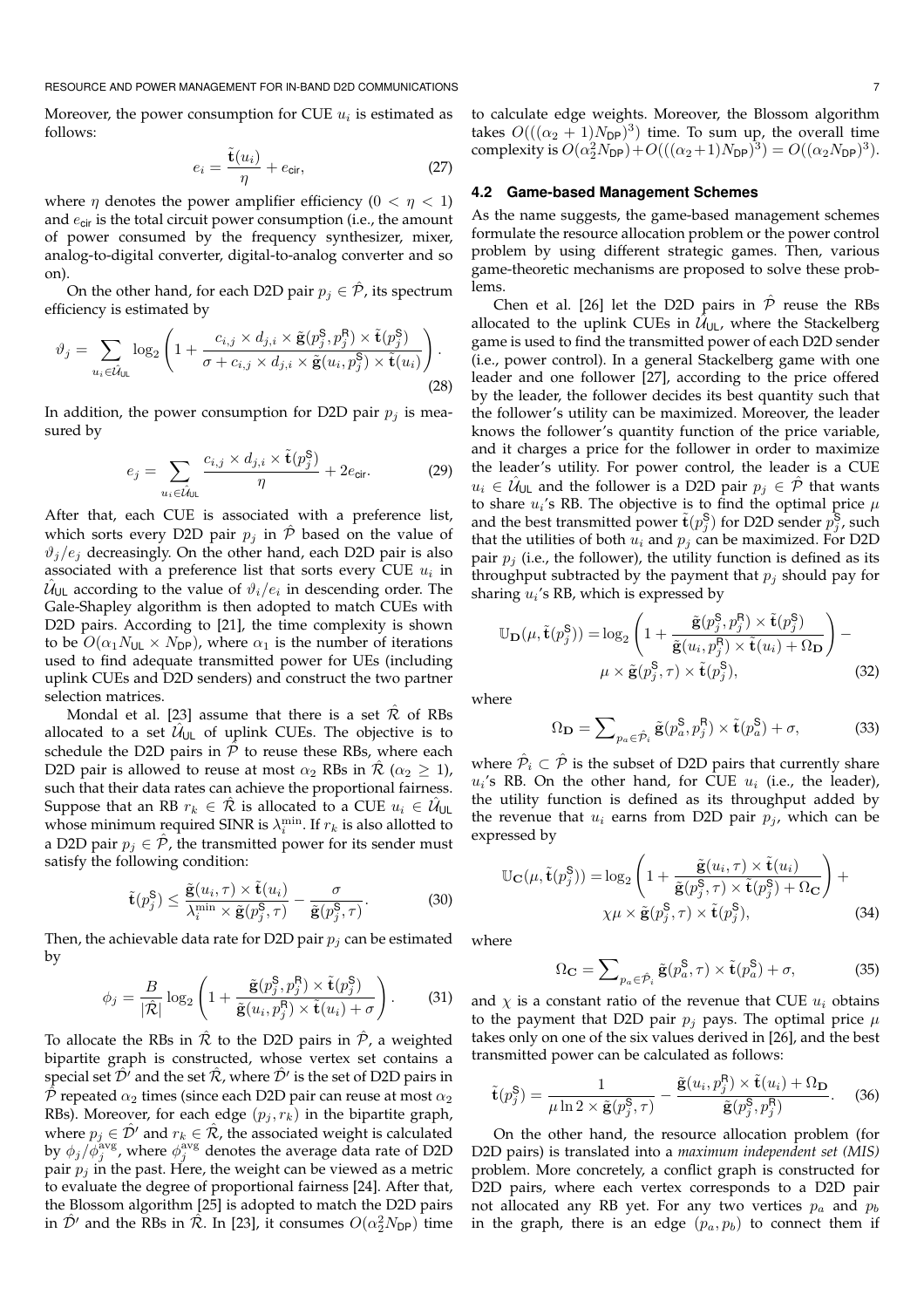Moreover, the power consumption for CUE $u_i$ is estimated as follows:

$$e_i = \frac{\tilde{\mathbf{t}}(u_i)}{\eta} + e_{\mathsf{cir}}, \tag{27}$$

where $\eta$ denotes the power amplifier efficiency ($0 < \eta < 1$) and $e_{\mathsf{cir}}$ is the total circuit power consumption (i.e., the amount of power consumed by the frequency synthesizer, mixer, analog-to-digital converter, digital-to-analog converter and so on).

On the other hand, for each D2D pair $p_j \in \hat{\mathcal{P}}$, its spectrum efficiency is estimated by

$$\vartheta_j = \sum_{u_i \in \hat{\mathcal{U}}_{\mathsf{UL}}} \log_2 \left( 1 + \frac{c_{i,j} \times d_{j,i} \times \tilde{\mathbf{g}}(p_j^{\mathsf{S}}, p_j^{\mathsf{R}}) \times \tilde{\mathbf{t}}(p_j^{\mathsf{S}})}{\sigma + c_{i,j} \times d_{j,i} \times \tilde{\mathbf{g}}(u_i, p_j^{\mathsf{S}}) \times \tilde{\mathbf{t}}(u_i)} \right). \tag{28}$$

In addition, the power consumption for D2D pair $p_j$ is measured by

$$e_j = \sum_{u_i \in \hat{\mathcal{U}}_{\mathsf{UL}}} \frac{c_{i,j} \times d_{j,i} \times \tilde{\mathbf{t}}(p_j^{\mathsf{S}})}{\eta} + 2e_{\mathsf{cir}}. \tag{29}$$

After that, each CUE is associated with a preference list, which sorts every D2D pair $p_j$ in $\hat{\mathcal{P}}$ based on the value of $\vartheta_j/e_j$ decreasingly. On the other hand, each D2D pair is also associated with a preference list that sorts every CUE $u_i$ in $\hat{\mathcal{U}}_{\mathsf{UL}}$ according to the value of $\vartheta_i/e_i$ in descending order. The Gale-Shapley algorithm is then adopted to match CUEs with D2D pairs. According to [21], the time complexity is shown to be $O(\alpha_1 N_{\mathsf{UL}} \times N_{\mathsf{DP}})$, where $\alpha_1$ is the number of iterations used to find adequate transmitted power for UEs (including uplink CUEs and D2D senders) and construct the two partner selection matrices.

Mondal et al. [23] assume that there is a set $\hat{\mathcal{R}}$ of RBs allocated to a set $\hat{\mathcal{U}}_{\mathsf{UL}}$ of uplink CUEs. The objective is to schedule the D2D pairs in $\hat{\mathcal{P}}$ to reuse these RBs, where each D2D pair is allowed to reuse at most $\alpha_2$ RBs in $\hat{\mathcal{R}}$ ($\alpha_2 \geq 1$), such that their data rates can achieve the proportional fairness. Suppose that an RB $r_k \in \hat{\mathcal{R}}$ is allocated to a CUE $u_i \in \hat{\mathcal{U}}_{\mathsf{UL}}$ whose minimum required SINR is $\lambda_i^{\min}$. If $r_k$ is also allotted to a D2D pair $p_j \in \hat{\mathcal{P}}$, the transmitted power for its sender must satisfy the following condition:

$$\tilde{\mathbf{t}}(p_j^{\mathsf{S}}) \leq \frac{\tilde{\mathbf{g}}(u_i, \tau) \times \tilde{\mathbf{t}}(u_i)}{\lambda_i^{\min} \times \tilde{\mathbf{g}}(p_j^{\mathsf{S}}, \tau)} - \frac{\sigma}{\tilde{\mathbf{g}}(p_j^{\mathsf{S}}, \tau)}. \tag{30}$$

Then, the achievable data rate for D2D pair $p_j$ can be estimated by

$$\phi_j = \frac{B}{|\hat{\mathcal{R}}|} \log_2 \left( 1 + \frac{\tilde{\mathbf{g}}(p_j^{\mathsf{S}}, p_j^{\mathsf{R}}) \times \tilde{\mathbf{t}}(p_j^{\mathsf{S}})}{\tilde{\mathbf{g}}(u_i, p_j^{\mathsf{R}}) \times \tilde{\mathbf{t}}(u_i) + \sigma} \right). \tag{31}$$

To allocate the RBs in $\hat{\mathcal{R}}$ to the D2D pairs in $\hat{\mathcal{P}}$, a weighted bipartite graph is constructed, whose vertex set contains a special set $\hat{\mathcal{D}}'$ and the set $\hat{\mathcal{R}}$, where $\hat{\mathcal{D}}'$ is the set of D2D pairs in $\hat{\mathcal{P}}$ repeated $\alpha_2$ times (since each D2D pair can reuse at most $\alpha_2$ RBs). Moreover, for each edge $(p_j, r_k)$ in the bipartite graph, where $p_j \in \hat{\mathcal{D}}'$ and $r_k \in \hat{\mathcal{R}}$, the associated weight is calculated by $\phi_j/\phi_j^{\text{avg}}$, where $\phi_j^{\text{avg}}$ denotes the average data rate of D2D pair $p_j$ in the past. Here, the weight can be viewed as a metric to evaluate the degree of proportional fairness [24]. After that, the Blossom algorithm [25] is adopted to match the D2D pairs in $\hat{\mathcal{D}}'$ and the RBs in $\hat{\mathcal{R}}$. In [23], it consumes $O(\alpha_2^2 N_{\mathsf{DP}})$ time to calculate edge weights. Moreover, the Blossom algorithm takes $O(((\alpha_2+1)N_{\mathsf{DP}})^3)$ time. To sum up, the overall time complexity is $O(\alpha_2^2 N_{\mathsf{DP}}) + O(((\alpha_2+1)N_{\mathsf{DP}})^3) = O((\alpha_2 N_{\mathsf{DP}})^3)$.

### 4.2 Game-based Management Schemes

As the name suggests, the game-based management schemes formulate the resource allocation problem or the power control problem by using different strategic games. Then, various game-theoretic mechanisms are proposed to solve these problems.

Chen et al. [26] let the D2D pairs in $\hat{\mathcal{P}}$ reuse the RBs allocated to the uplink CUEs in $\hat{\mathcal{U}}_{\mathsf{UL}}$, where the Stackelberg game is used to find the transmitted power of each D2D sender (i.e., power control). In a general Stackelberg game with one leader and one follower [27], according to the price offered by the leader, the follower decides its best quantity such that the follower's utility can be maximized. Moreover, the leader knows the follower's quantity function of the price variable, and it charges a price for the follower in order to maximize the leader's utility. For power control, the leader is a CUE $u_i \in \hat{\mathcal{U}}_{\mathsf{UL}}$ and the follower is a D2D pair $p_j \in \hat{\mathcal{P}}$ that wants to share $u_i$'s RB. The objective is to find the optimal price $\mu$ and the best transmitted power $\tilde{\mathbf{t}}(p_j^{\mathsf{S}})$ for D2D sender $p_j^{\mathsf{S}}$, such that the utilities of both $u_i$ and $p_j$ can be maximized. For D2D pair $p_j$ (i.e., the follower), the utility function is defined as its throughput subtracted by the payment that $p_j$ should pay for sharing $u_i$'s RB, which is expressed by

$$\mathbb{U}_{\mathbf{D}}(\mu, \tilde{\mathbf{t}}(p_j^{\mathsf{S}})) = \log_2 \left( 1 + \frac{\tilde{\mathbf{g}}(p_j^{\mathsf{S}}, p_j^{\mathsf{R}}) \times \tilde{\mathbf{t}}(p_j^{\mathsf{S}})}{\tilde{\mathbf{g}}(u_i, p_j^{\mathsf{R}}) \times \tilde{\mathbf{t}}(u_i) + \Omega_{\mathbf{D}}} \right) - \mu \times \tilde{\mathbf{g}}(p_j^{\mathsf{S}}, \tau) \times \tilde{\mathbf{t}}(p_j^{\mathsf{S}}), \tag{32}$$

where

$$\Omega_{\mathbf{D}} = \sum\nolimits_{p_a \in \hat{\mathcal{P}}_i} \tilde{\mathbf{g}}(p_a^{\mathsf{S}}, p_j^{\mathsf{R}}) \times \tilde{\mathbf{t}}(p_a^{\mathsf{S}}) + \sigma, \tag{33}$$

where $\hat{\mathcal{P}}_i \subset \hat{\mathcal{P}}$ is the subset of D2D pairs that currently share $u_i$'s RB. On the other hand, for CUE $u_i$ (i.e., the leader), the utility function is defined as its throughput added by the revenue that $u_i$ earns from D2D pair $p_j$, which can be expressed by

$$\mathbb{U}_{\mathbf{C}}(\mu, \tilde{\mathbf{t}}(p_j^{\mathsf{S}})) = \log_2 \left( 1 + \frac{\tilde{\mathbf{g}}(u_i, \tau) \times \tilde{\mathbf{t}}(u_i)}{\tilde{\mathbf{g}}(p_j^{\mathsf{S}}, \tau) \times \tilde{\mathbf{t}}(p_j^{\mathsf{S}}) + \Omega_{\mathbf{C}}} \right) + \chi\mu \times \tilde{\mathbf{g}}(p_j^{\mathsf{S}}, \tau) \times \tilde{\mathbf{t}}(p_j^{\mathsf{S}}), \tag{34}$$

where

$$\Omega_{\mathbf{C}} = \sum\nolimits_{p_a \in \hat{\mathcal{P}}_i} \tilde{\mathbf{g}}(p_a^{\mathsf{S}}, \tau) \times \tilde{\mathbf{t}}(p_a^{\mathsf{S}}) + \sigma, \tag{35}$$

and $\chi$ is a constant ratio of the revenue that CUE $u_i$ obtains to the payment that D2D pair $p_j$ pays. The optimal price $\mu$ takes only on one of the six values derived in [26], and the best transmitted power can be calculated as follows:

$$\tilde{\mathbf{t}}(p_j^{\mathsf{S}}) = \frac{1}{\mu \ln 2 \times \tilde{\mathbf{g}}(p_j^{\mathsf{S}}, \tau)} - \frac{\tilde{\mathbf{g}}(u_i, p_j^{\mathsf{R}}) \times \tilde{\mathbf{t}}(u_i) + \Omega_{\mathbf{D}}}{\tilde{\mathbf{g}}(p_j^{\mathsf{S}}, p_j^{\mathsf{R}})}. \tag{36}$$

On the other hand, the resource allocation problem (for D2D pairs) is translated into a *maximum independent set (MIS)* problem. More concretely, a conflict graph is constructed for D2D pairs, where each vertex corresponds to a D2D pair not allocated any RB yet. For any two vertices $p_a$ and $p_b$ in the graph, there is an edge $(p_a, p_b)$ to connect them if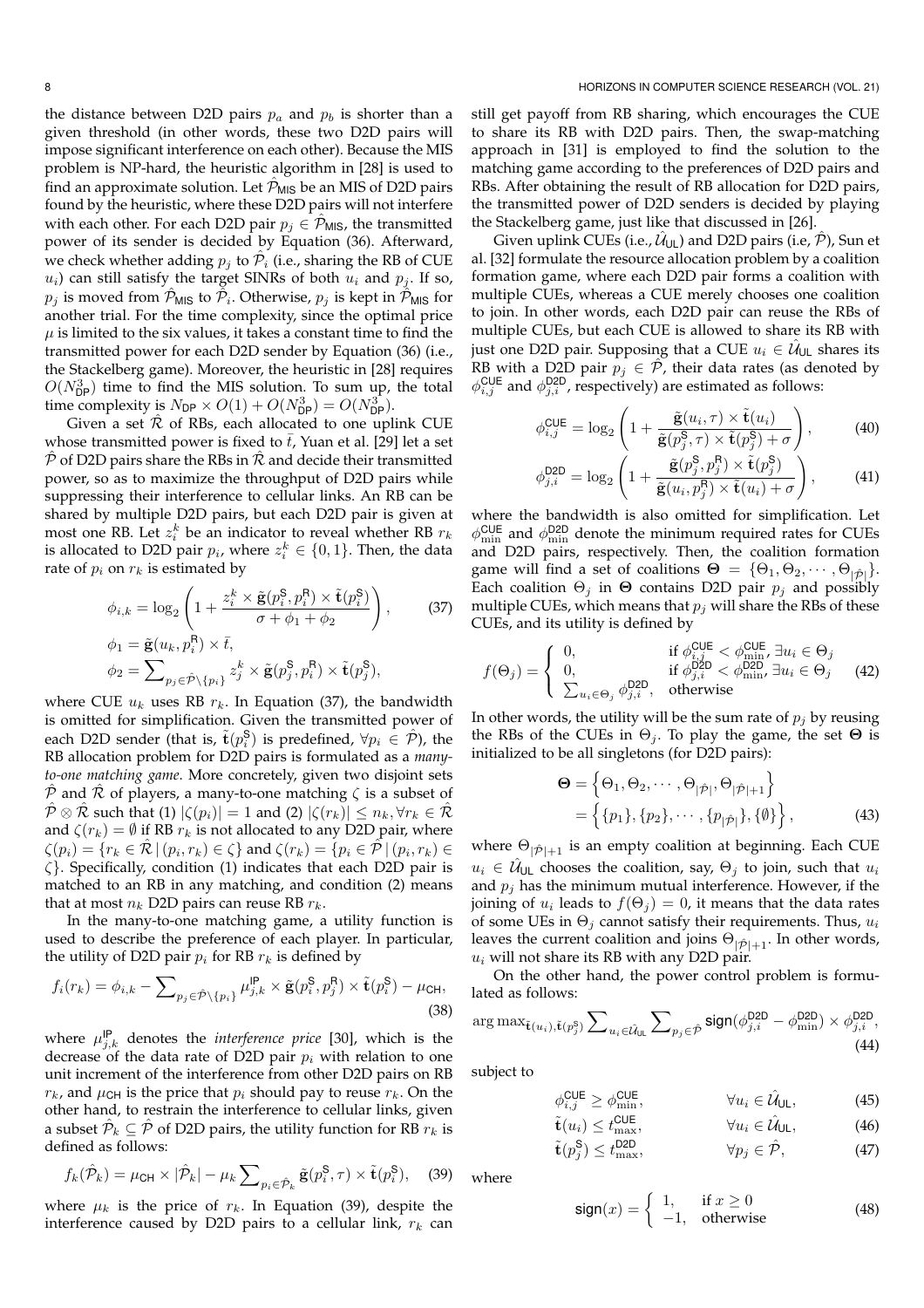the distance between D2D pairs $p_a$ and $p_b$ is shorter than a given threshold (in other words, these two D2D pairs will impose significant interference on each other). Because the MIS problem is NP-hard, the heuristic algorithm in [28] is used to find an approximate solution. Let $\hat{\mathcal{P}}_{\mathsf{MIS}}$ be an MIS of D2D pairs found by the heuristic, where these D2D pairs will not interfere with each other. For each D2D pair $p_j \in \hat{\mathcal{P}}_{\mathsf{MIS}}$, the transmitted power of its sender is decided by Equation (36). Afterward, we check whether adding $p_j$ to $\hat{\mathcal{P}}_i$ (i.e., sharing the RB of CUE $u_i$) can still satisfy the target SINRs of both $u_i$ and $p_j$. If so, $p_j$ is moved from $\hat{\mathcal{P}}_{\mathsf{MIS}}$ to $\hat{\mathcal{P}}_i$. Otherwise, $p_j$ is kept in $\hat{\mathcal{P}}_{\mathsf{MIS}}$ for another trial. For the time complexity, since the optimal price $\mu$ is limited to the six values, it takes a constant time to find the transmitted power for each D2D sender by Equation (36) (i.e., the Stackelberg game). Moreover, the heuristic in [28] requires $O(N_{\mathsf{DP}}^3)$ time to find the MIS solution. To sum up, the total time complexity is $N_{\mathsf{DP}} \times O(1) + O(N_{\mathsf{DP}}^3) = O(N_{\mathsf{DP}}^3)$.

Given a set $\hat{\mathcal{R}}$ of RBs, each allocated to one uplink CUE whose transmitted power is fixed to $\bar{t}$, Yuan et al. [29] let a set $\hat{\mathcal{P}}$ of D2D pairs share the RBs in $\hat{\mathcal{R}}$ and decide their transmitted power, so as to maximize the throughput of D2D pairs while suppressing their interference to cellular links. An RB can be shared by multiple D2D pairs, but each D2D pair is given at most one RB. Let $z_i^k$ be an indicator to reveal whether RB $r_k$ is allocated to D2D pair $p_i$, where $z_i^k \in \{0, 1\}$. Then, the data rate of $p_i$ on $r_k$ is estimated by

$$\phi_{i,k} = \log_2\left(1 + \frac{z_i^k \times \tilde{\mathbf{g}}(p_i^{\mathsf{S}}, p_i^{\mathsf{R}}) \times \tilde{\mathbf{t}}(p_i^{\mathsf{S}})}{\sigma + \phi_1 + \phi_2}\right), \tag{37}$$
$$\phi_1 = \tilde{\mathbf{g}}(u_k, p_i^{\mathsf{R}}) \times \bar{t},$$
$$\phi_2 = \sum\nolimits_{p_j \in \hat{\mathcal{P}} \setminus \{p_i\}} z_j^k \times \tilde{\mathbf{g}}(p_j^{\mathsf{S}}, p_i^{\mathsf{R}}) \times \tilde{\mathbf{t}}(p_j^{\mathsf{S}}),$$

where CUE $u_k$ uses RB $r_k$. In Equation (37), the bandwidth is omitted for simplification. Given the transmitted power of each D2D sender (that is, $\tilde{\mathbf{t}}(p_i^{\mathsf{S}})$ is predefined, $\forall p_i \in \hat{\mathcal{P}}$), the RB allocation problem for D2D pairs is formulated as a *many-to-one matching game*. More concretely, given two disjoint sets $\hat{\mathcal{P}}$ and $\hat{\mathcal{R}}$ of players, a many-to-one matching $\zeta$ is a subset of $\hat{\mathcal{P}} \otimes \hat{\mathcal{R}}$ such that (1) $|\zeta(p_i)| = 1$ and (2) $|\zeta(r_k)| \leq n_k, \forall r_k \in \hat{\mathcal{R}}$ and $\zeta(r_k) = \emptyset$ if RB $r_k$ is not allocated to any D2D pair, where $\zeta(p_i) = \{r_k \in \hat{\mathcal{R}} \,|\, (p_i, r_k) \in \zeta\}$ and $\zeta(r_k) = \{p_i \in \hat{\mathcal{P}} \,|\, (p_i, r_k) \in \zeta\}$. Specifically, condition (1) indicates that each D2D pair is matched to an RB in any matching, and condition (2) means that at most $n_k$ D2D pairs can reuse RB $r_k$.

In the many-to-one matching game, a utility function is used to describe the preference of each player. In particular, the utility of D2D pair $p_i$ for RB $r_k$ is defined by

$$f_i(r_k) = \phi_{i,k} - \sum\nolimits_{p_j \in \hat{\mathcal{P}} \setminus \{p_i\}} \mu_{j,k}^{\mathsf{IP}} \times \tilde{\mathbf{g}}(p_i^{\mathsf{S}}, p_j^{\mathsf{R}}) \times \tilde{\mathbf{t}}(p_i^{\mathsf{S}}) - \mu_{\mathsf{CH}}, \tag{38}$$

where $\mu_{j,k}^{\mathsf{IP}}$ denotes the *interference price* [30], which is the decrease of the data rate of D2D pair $p_i$ with relation to one unit increment of the interference from other D2D pairs on RB $r_k$, and $\mu_{\mathsf{CH}}$ is the price that $p_i$ should pay to reuse $r_k$. On the other hand, to restrain the interference to cellular links, given a subset $\hat{\mathcal{P}}_k \subseteq \hat{\mathcal{P}}$ of D2D pairs, the utility function for RB $r_k$ is defined as follows:

$$f_k(\hat{\mathcal{P}}_k) = \mu_{\mathsf{CH}} \times |\hat{\mathcal{P}}_k| - \mu_k \sum\nolimits_{p_i \in \hat{\mathcal{P}}_k} \tilde{\mathbf{g}}(p_i^{\mathsf{S}}, \tau) \times \tilde{\mathbf{t}}(p_i^{\mathsf{S}}), \tag{39}$$

where $\mu_k$ is the price of $r_k$. In Equation (39), despite the interference caused by D2D pairs to a cellular link, $r_k$ can still get payoff from RB sharing, which encourages the CUE to share its RB with D2D pairs. Then, the swap-matching approach in [31] is employed to find the solution to the matching game according to the preferences of D2D pairs and RBs. After obtaining the result of RB allocation for D2D pairs, the transmitted power of D2D senders is decided by playing the Stackelberg game, just like that discussed in [26].

Given uplink CUEs (i.e., $\hat{\mathcal{U}}_{\mathsf{UL}}$) and D2D pairs (i.e, $\hat{\mathcal{P}}$), Sun et al. [32] formulate the resource allocation problem by a coalition formation game, where each D2D pair forms a coalition with multiple CUEs, whereas a CUE merely chooses one coalition to join. In other words, each D2D pair can reuse the RBs of multiple CUEs, but each CUE is allowed to share its RB with just one D2D pair. Supposing that a CUE $u_i \in \hat{\mathcal{U}}_{\mathsf{UL}}$ shares its RB with a D2D pair $p_j \in \hat{\mathcal{P}}$, their data rates (as denoted by $\phi_{i,j}^{\mathsf{CUE}}$ and $\phi_{j,i}^{\mathsf{D2D}}$, respectively) are estimated as follows:

$$\phi_{i,j}^{\mathsf{CUE}} = \log_2\left(1 + \frac{\tilde{\mathbf{g}}(u_i, \tau) \times \tilde{\mathbf{t}}(u_i)}{\tilde{\mathbf{g}}(p_j^{\mathsf{S}}, \tau) \times \tilde{\mathbf{t}}(p_j^{\mathsf{S}}) + \sigma}\right), \tag{40}$$

$$\phi_{j,i}^{\mathsf{D2D}} = \log_2\left(1 + \frac{\tilde{\mathbf{g}}(p_j^{\mathsf{S}}, p_j^{\mathsf{R}}) \times \tilde{\mathbf{t}}(p_j^{\mathsf{S}})}{\tilde{\mathbf{g}}(u_i, p_j^{\mathsf{R}}) \times \tilde{\mathbf{t}}(u_i) + \sigma}\right), \tag{41}$$

where the bandwidth is also omitted for simplification. Let $\phi_{\min}^{\mathsf{CUE}}$ and $\phi_{\min}^{\mathsf{D2D}}$ denote the minimum required rates for CUEs and D2D pairs, respectively. Then, the coalition formation game will find a set of coalitions $\mathbf{\Theta} = \{\Theta_1, \Theta_2, \cdots, \Theta_{|\hat{\mathcal{P}}|}\}$. Each coalition $\Theta_j$ in $\mathbf{\Theta}$ contains D2D pair $p_j$ and possibly multiple CUEs, which means that $p_j$ will share the RBs of these CUEs, and its utility is defined by

$$f(\Theta_j) = \begin{cases} 0, & \text{if } \phi_{i,j}^{\mathsf{CUE}} < \phi_{\min}^{\mathsf{CUE}}, \exists u_i \in \Theta_j \\ 0, & \text{if } \phi_{j,i}^{\mathsf{D2D}} < \phi_{\min}^{\mathsf{D2D}}, \exists u_i \in \Theta_j \\ \sum_{u_i \in \Theta_j} \phi_{j,i}^{\mathsf{D2D}}, & \text{otherwise} \end{cases} \tag{42}$$

In other words, the utility will be the sum rate of $p_j$ by reusing the RBs of the CUEs in $\Theta_j$. To play the game, the set $\mathbf{\Theta}$ is initialized to be all singletons (for D2D pairs):

$$\begin{aligned} \mathbf{\Theta} &= \left\{\Theta_1, \Theta_2, \cdots, \Theta_{|\hat{\mathcal{P}}|}, \Theta_{|\hat{\mathcal{P}}|+1}\right\} \\ &= \left\{\{p_1\}, \{p_2\}, \cdots, \{p_{|\hat{\mathcal{P}}|}\}, \{\emptyset\}\right\}, \end{aligned} \tag{43}$$

where $\Theta_{|\hat{\mathcal{P}}|+1}$ is an empty coalition at beginning. Each CUE $u_i \in \hat{\mathcal{U}}_{\mathsf{UL}}$ chooses the coalition, say, $\Theta_j$ to join, such that $u_i$ and $p_j$ has the minimum mutual interference. However, if the joining of $u_i$ leads to $f(\Theta_j) = 0$, it means that the data rates of some UEs in $\Theta_j$ cannot satisfy their requirements. Thus, $u_i$ leaves the current coalition and joins $\Theta_{|\hat{\mathcal{P}}|+1}$. In other words, $u_i$ will not share its RB with any D2D pair.

On the other hand, the power control problem is formulated as follows:

$$\arg\max_{\tilde{\mathbf{t}}(u_i), \tilde{\mathbf{t}}(p_j^{\mathsf{S}})} \sum\nolimits_{u_i \in \hat{\mathcal{U}}_{\mathsf{UL}}} \sum\nolimits_{p_j \in \hat{\mathcal{P}}} \mathsf{sign}(\phi_{j,i}^{\mathsf{D2D}} - \phi_{\min}^{\mathsf{D2D}}) \times \phi_{j,i}^{\mathsf{D2D}}, \tag{44}$$

subject to

$$\phi_{i,j}^{\mathsf{CUE}} \geq \phi_{\min}^{\mathsf{CUE}}, \qquad \forall u_i \in \hat{\mathcal{U}}_{\mathsf{UL}}, \tag{45}$$
$$\tilde{\mathbf{t}}(u_i) \leq t_{\max}^{\mathsf{CUE}}, \qquad \forall u_i \in \hat{\mathcal{U}}_{\mathsf{UL}}, \tag{46}$$
$$\tilde{\mathbf{t}}(p_j^{\mathsf{S}}) \leq t_{\max}^{\mathsf{D2D}}, \qquad \forall p_j \in \hat{\mathcal{P}}, \tag{47}$$

where

$$\mathsf{sign}(x) = \begin{cases} 1, & \text{if } x \geq 0 \\ -1, & \text{otherwise} \end{cases} \tag{48}$$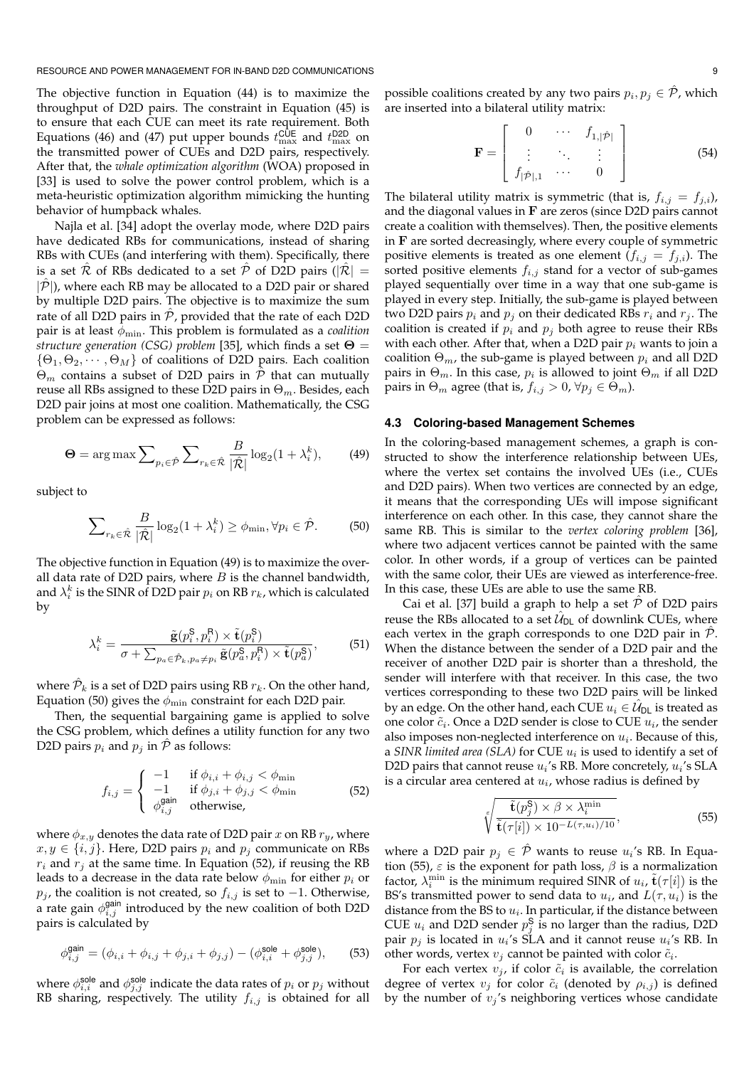The objective function in Equation (44) is to maximize the throughput of D2D pairs. The constraint in Equation (45) is to ensure that each CUE can meet its rate requirement. Both Equations (46) and (47) put upper bounds $t^{\mathsf{CUE}}_{\max}$ and $t^{\mathsf{D2D}}_{\max}$ on the transmitted power of CUEs and D2D pairs, respectively. After that, the *whale optimization algorithm* (WOA) proposed in [33] is used to solve the power control problem, which is a meta-heuristic optimization algorithm mimicking the hunting behavior of humpback whales.

Najla et al. [34] adopt the overlay mode, where D2D pairs have dedicated RBs for communications, instead of sharing RBs with CUEs (and interfering with them). Specifically, there is a set $\hat{\mathcal{R}}$ of RBs dedicated to a set $\hat{\mathcal{P}}$ of D2D pairs ($|\hat{\mathcal{R}}| = |\hat{\mathcal{P}}|$), where each RB may be allocated to a D2D pair or shared by multiple D2D pairs. The objective is to maximize the sum rate of all D2D pairs in $\hat{\mathcal{P}}$, provided that the rate of each D2D pair is at least $\phi_{\min}$. This problem is formulated as a *coalition structure generation (CSG) problem* [35], which finds a set $\mathbf{\Theta} = \{\Theta_1, \Theta_2, \cdots, \Theta_M\}$ of coalitions of D2D pairs. Each coalition $\Theta_m$ contains a subset of D2D pairs in $\hat{\mathcal{P}}$ that can mutually reuse all RBs assigned to these D2D pairs in $\Theta_m$. Besides, each D2D pair joins at most one coalition. Mathematically, the CSG problem can be expressed as follows:

$$\mathbf{\Theta} = \arg\max \sum\nolimits_{p_i \in \hat{\mathcal{P}}} \sum\nolimits_{r_k \in \hat{\mathcal{R}}} \frac{B}{|\hat{\mathcal{R}}|} \log_2(1 + \lambda_i^k), \tag{49}$$

subject to

$$\sum\nolimits_{r_k \in \hat{\mathcal{R}}} \frac{B}{|\hat{\mathcal{R}}|} \log_2(1 + \lambda_i^k) \geq \phi_{\min}, \forall p_i \in \hat{\mathcal{P}}. \tag{50}$$

The objective function in Equation (49) is to maximize the overall data rate of D2D pairs, where $B$ is the channel bandwidth, and $\lambda_i^k$ is the SINR of D2D pair $p_i$ on RB $r_k$, which is calculated by

$$\lambda_i^k = \frac{\tilde{\mathbf{g}}(p_i^{\mathsf{S}}, p_i^{\mathsf{R}}) \times \tilde{\mathbf{t}}(p_i^{\mathsf{S}})}{\sigma + \sum_{p_a \in \hat{\mathcal{P}}_k, p_a \neq p_i} \tilde{\mathbf{g}}(p_a^{\mathsf{S}}, p_i^{\mathsf{R}}) \times \tilde{\mathbf{t}}(p_a^{\mathsf{S}})}, \tag{51}$$

where $\hat{\mathcal{P}}_k$ is a set of D2D pairs using RB $r_k$. On the other hand, Equation (50) gives the $\phi_{\min}$ constraint for each D2D pair.

Then, the sequential bargaining game is applied to solve the CSG problem, which defines a utility function for any two D2D pairs $p_i$ and $p_j$ in $\hat{\mathcal{P}}$ as follows:

$$f_{i,j} = \begin{cases} -1 & \text{if } \phi_{i,i} + \phi_{i,j} < \phi_{\min} \\ -1 & \text{if } \phi_{j,i} + \phi_{j,j} < \phi_{\min} \\ \phi_{i,j}^{\mathsf{gain}} & \text{otherwise}, \end{cases} \tag{52}$$

where $\phi_{x,y}$ denotes the data rate of D2D pair $x$ on RB $r_y$, where $x, y \in \{i, j\}$. Here, D2D pairs $p_i$ and $p_j$ communicate on RBs $r_i$ and $r_j$ at the same time. In Equation (52), if reusing the RB leads to a decrease in the data rate below $\phi_{\min}$ for either $p_i$ or $p_j$, the coalition is not created, so $f_{i,j}$ is set to $-1$. Otherwise, a rate gain $\phi_{i,j}^{\mathsf{gain}}$ introduced by the new coalition of both D2D pairs is calculated by

$$\phi_{i,j}^{\mathsf{gain}} = (\phi_{i,i} + \phi_{i,j} + \phi_{j,i} + \phi_{j,j}) - (\phi_{i,i}^{\mathsf{sole}} + \phi_{j,j}^{\mathsf{sole}}), \tag{53}$$

where $\phi_{i,i}^{\mathsf{sole}}$ and $\phi_{j,j}^{\mathsf{sole}}$ indicate the data rates of $p_i$ or $p_j$ without RB sharing, respectively. The utility $f_{i,j}$ is obtained for all possible coalitions created by any two pairs $p_i, p_j \in \hat{\mathcal{P}}$, which are inserted into a bilateral utility matrix:

$$\mathbf{F} = \begin{bmatrix} 0 & \cdots & f_{1,|\hat{\mathcal{P}}|} \\ \vdots & \ddots & \vdots \\ f_{|\hat{\mathcal{P}}|,1} & \cdots & 0 \end{bmatrix} \tag{54}$$

The bilateral utility matrix is symmetric (that is, $f_{i,j} = f_{j,i}$), and the diagonal values in $\mathbf{F}$ are zeros (since D2D pairs cannot create a coalition with themselves). Then, the positive elements in $\mathbf{F}$ are sorted decreasingly, where every couple of symmetric positive elements is treated as one element ($f_{i,j} = f_{j,i}$). The sorted positive elements $f_{i,j}$ stand for a vector of sub-games played sequentially over time in a way that one sub-game is played in every step. Initially, the sub-game is played between two D2D pairs $p_i$ and $p_j$ on their dedicated RBs $r_i$ and $r_j$. The coalition is created if $p_i$ and $p_j$ both agree to reuse their RBs with each other. After that, when a D2D pair $p_i$ wants to join a coalition $\Theta_m$, the sub-game is played between $p_i$ and all D2D pairs in $\Theta_m$. In this case, $p_i$ is allowed to joint $\Theta_m$ if all D2D pairs in $\Theta_m$ agree (that is, $f_{i,j} > 0, \forall p_j \in \Theta_m$).

### 4.3 Coloring-based Management Schemes

In the coloring-based management schemes, a graph is constructed to show the interference relationship between UEs, where the vertex set contains the involved UEs (i.e., CUEs and D2D pairs). When two vertices are connected by an edge, it means that the corresponding UEs will impose significant interference on each other. In this case, they cannot share the same RB. This is similar to the *vertex coloring problem* [36], where two adjacent vertices cannot be painted with the same color. In other words, if a group of vertices can be painted with the same color, their UEs are viewed as interference-free. In this case, these UEs are able to use the same RB.

Cai et al. [37] build a graph to help a set $\hat{\mathcal{P}}$ of D2D pairs reuse the RBs allocated to a set $\hat{\mathcal{U}}_{\mathsf{DL}}$ of downlink CUEs, where each vertex in the graph corresponds to one D2D pair in $\hat{\mathcal{P}}$. When the distance between the sender of a D2D pair and the receiver of another D2D pair is shorter than a threshold, the sender will interfere with that receiver. In this case, the two vertices corresponding to these two D2D pairs will be linked by an edge. On the other hand, each CUE $u_i \in \hat{\mathcal{U}}_{\mathsf{DL}}$ is treated as one color $\tilde{c}_i$. Once a D2D sender is close to CUE $u_i$, the sender also imposes non-neglected interference on $u_i$. Because of this, a *SINR limited area (SLA)* for CUE $u_i$ is used to identify a set of D2D pairs that cannot reuse $u_i$'s RB. More concretely, $u_i$'s SLA is a circular area centered at $u_i$, whose radius is defined by

$$\sqrt[\varepsilon]{\frac{\tilde{\mathbf{t}}(p_j^{\mathsf{S}}) \times \beta \times \lambda_i^{\min}}{\tilde{\mathbf{t}}(\tau[i]) \times 10^{-L(\tau,u_i)/10}}}, \tag{55}$$

where a D2D pair $p_j \in \hat{\mathcal{P}}$ wants to reuse $u_i$'s RB. In Equation (55), $\varepsilon$ is the exponent for path loss, $\beta$ is a normalization factor, $\lambda_i^{\min}$ is the minimum required SINR of $u_i$, $\tilde{\mathbf{t}}(\tau[i])$ is the BS's transmitted power to send data to $u_i$, and $L(\tau, u_i)$ is the distance from the BS to $u_i$. In particular, if the distance between CUE $u_i$ and D2D sender $p_j^{\mathsf{S}}$ is no larger than the radius, D2D pair $p_j$ is located in $u_i$'s SLA and it cannot reuse $u_i$'s RB. In other words, vertex $v_j$ cannot be painted with color $\tilde{c}_i$.

For each vertex $v_j$, if color $\tilde{c}_i$ is available, the correlation degree of vertex $v_j$ for color $\tilde{c}_i$ (denoted by $\rho_{i,j}$) is defined by the number of $v_j$'s neighboring vertices whose candidate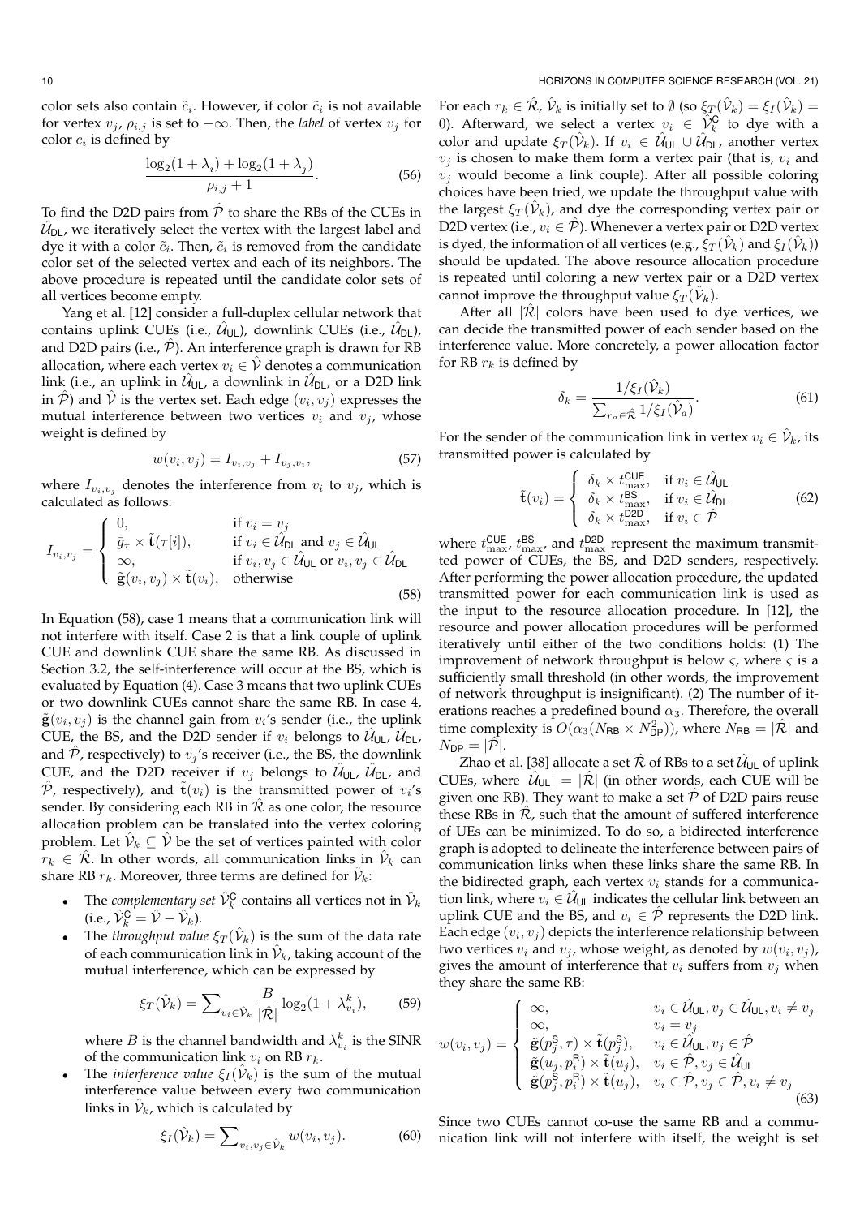color sets also contain $\tilde{c}_i$. However, if color $\tilde{c}_i$ is not available for vertex $v_j$, $\rho_{i,j}$ is set to $-\infty$. Then, the *label* of vertex $v_j$ for color $c_i$ is defined by

$$\frac{\log_2(1+\lambda_i)+\log_2(1+\lambda_j)}{\rho_{i,j}+1}. \tag{56}$$

To find the D2D pairs from $\hat{\mathcal{P}}$ to share the RBs of the CUEs in $\hat{\mathcal{U}}_{\mathsf{DL}}$, we iteratively select the vertex with the largest label and dye it with a color $\tilde{c}_i$. Then, $\tilde{c}_i$ is removed from the candidate color set of the selected vertex and each of its neighbors. The above procedure is repeated until the candidate color sets of all vertices become empty.

Yang et al. [12] consider a full-duplex cellular network that contains uplink CUEs (i.e., $\hat{\mathcal{U}}_{\mathsf{UL}}$), downlink CUEs (i.e., $\hat{\mathcal{U}}_{\mathsf{DL}}$), and D2D pairs (i.e., $\hat{\mathcal{P}}$). An interference graph is drawn for RB allocation, where each vertex $v_i \in \hat{\mathcal{V}}$ denotes a communication link (i.e., an uplink in $\hat{\mathcal{U}}_{\mathsf{UL}}$, a downlink in $\hat{\mathcal{U}}_{\mathsf{DL}}$, or a D2D link in $\hat{\mathcal{P}}$) and $\hat{\mathcal{V}}$ is the vertex set. Each edge $(v_i, v_j)$ expresses the mutual interference between two vertices $v_i$ and $v_j$, whose weight is defined by

$$w(v_i, v_j) = I_{v_i,v_j} + I_{v_j,v_i}, \tag{57}$$

where $I_{v_i,v_j}$ denotes the interference from $v_i$ to $v_j$, which is calculated as follows:

$$I_{v_i,v_j} = \begin{cases} 0, & \text{if } v_i = v_j \\ \bar{g}_\tau \times \tilde{\mathbf{t}}(\tau[i]), & \text{if } v_i \in \hat{\mathcal{U}}_{\mathsf{DL}} \text{ and } v_j \in \hat{\mathcal{U}}_{\mathsf{UL}} \\ \infty, & \text{if } v_i, v_j \in \hat{\mathcal{U}}_{\mathsf{UL}} \text{ or } v_i, v_j \in \hat{\mathcal{U}}_{\mathsf{DL}} \\ \tilde{\mathbf{g}}(v_i, v_j) \times \tilde{\mathbf{t}}(v_i), & \text{otherwise} \end{cases} \tag{58}$$

In Equation (58), case 1 means that a communication link will not interfere with itself. Case 2 is that a link couple of uplink CUE and downlink CUE share the same RB. As discussed in Section 3.2, the self-interference will occur at the BS, which is evaluated by Equation (4). Case 3 means that two uplink CUEs or two downlink CUEs cannot share the same RB. In case 4, $\tilde{\mathbf{g}}(v_i, v_j)$ is the channel gain from $v_i$'s sender (i.e., the uplink CUE, the BS, and the D2D sender if $v_i$ belongs to $\hat{\mathcal{U}}_{\mathsf{UL}}$, $\hat{\mathcal{U}}_{\mathsf{DL}}$, and $\hat{\mathcal{P}}$, respectively) to $v_j$'s receiver (i.e., the BS, the downlink CUE, and the D2D receiver if $v_j$ belongs to $\hat{\mathcal{U}}_{\mathsf{UL}}$, $\hat{\mathcal{U}}_{\mathsf{DL}}$, and $\hat{\mathcal{P}}$, respectively), and $\tilde{\mathbf{t}}(v_i)$ is the transmitted power of $v_i$'s sender. By considering each RB in $\hat{\mathcal{R}}$ as one color, the resource allocation problem can be translated into the vertex coloring problem. Let $\hat{\mathcal{V}}_k \subseteq \hat{\mathcal{V}}$ be the set of vertices painted with color $r_k \in \hat{\mathcal{R}}$. In other words, all communication links in $\hat{\mathcal{V}}_k$ can share RB $r_k$. Moreover, three terms are defined for $\hat{\mathcal{V}}_k$:

- The *complementary set* $\hat{\mathcal{V}}_k^{\mathsf{C}}$ contains all vertices not in $\hat{\mathcal{V}}_k$ (i.e., $\hat{\mathcal{V}}_k^{\mathsf{C}} = \hat{\mathcal{V}} - \hat{\mathcal{V}}_k$).
- The *throughput value* $\xi_T(\hat{\mathcal{V}}_k)$ is the sum of the data rate of each communication link in $\hat{\mathcal{V}}_k$, taking account of the mutual interference, which can be expressed by

$$\xi_T(\hat{\mathcal{V}}_k) = \sum\nolimits_{v_i \in \hat{\mathcal{V}}_k} \frac{B}{|\hat{\mathcal{R}}|} \log_2(1 + \lambda_{v_i}^k), \tag{59}$$

  where $B$ is the channel bandwidth and $\lambda_{v_i}^k$ is the SINR of the communication link $v_i$ on RB $r_k$.
- The *interference value* $\xi_I(\hat{\mathcal{V}}_k)$ is the sum of the mutual interference value between every two communication links in $\hat{\mathcal{V}}_k$, which is calculated by

$$\xi_I(\hat{\mathcal{V}}_k) = \sum\nolimits_{v_i, v_j \in \hat{\mathcal{V}}_k} w(v_i, v_j). \tag{60}$$

For each $r_k \in \hat{\mathcal{R}}$, $\hat{\mathcal{V}}_k$ is initially set to $\emptyset$ (so $\xi_T(\hat{\mathcal{V}}_k) = \xi_I(\hat{\mathcal{V}}_k) = 0$). Afterward, we select a vertex $v_i \in \hat{\mathcal{V}}_k^{\mathsf{C}}$ to dye with a color and update $\xi_T(\hat{\mathcal{V}}_k)$. If $v_i \in \hat{\mathcal{U}}_{\mathsf{UL}} \cup \hat{\mathcal{U}}_{\mathsf{DL}}$, another vertex $v_j$ is chosen to make them form a vertex pair (that is, $v_i$ and $v_j$ would become a link couple). After all possible coloring choices have been tried, we update the throughput value with the largest $\xi_T(\hat{\mathcal{V}}_k)$, and dye the corresponding vertex pair or D2D vertex (i.e., $v_i \in \hat{\mathcal{P}}$). Whenever a vertex pair or D2D vertex is dyed, the information of all vertices (e.g., $\xi_T(\hat{\mathcal{V}}_k)$ and $\xi_I(\hat{\mathcal{V}}_k)$) should be updated. The above resource allocation procedure is repeated until coloring a new vertex pair or a D2D vertex cannot improve the throughput value $\xi_T(\hat{\mathcal{V}}_k)$.

After all $|\hat{\mathcal{R}}|$ colors have been used to dye vertices, we can decide the transmitted power of each sender based on the interference value. More concretely, a power allocation factor for RB $r_k$ is defined by

$$\delta_k = \frac{1/\xi_I(\hat{\mathcal{V}}_k)}{\sum_{r_a \in \hat{\mathcal{R}}} 1/\xi_I(\hat{\mathcal{V}}_a)}. \tag{61}$$

For the sender of the communication link in vertex $v_i \in \hat{\mathcal{V}}_k$, its transmitted power is calculated by

$$\tilde{\mathbf{t}}(v_i) = \begin{cases} \delta_k \times t_{\max}^{\mathsf{CUE}}, & \text{if } v_i \in \hat{\mathcal{U}}_{\mathsf{UL}} \\ \delta_k \times t_{\max}^{\mathsf{BS}}, & \text{if } v_i \in \hat{\mathcal{U}}_{\mathsf{DL}} \\ \delta_k \times t_{\max}^{\mathsf{D2D}}, & \text{if } v_i \in \hat{\mathcal{P}} \end{cases} \tag{62}$$

where $t_{\max}^{\mathsf{CUE}}$, $t_{\max}^{\mathsf{BS}}$, and $t_{\max}^{\mathsf{D2D}}$ represent the maximum transmitted power of CUEs, the BS, and D2D senders, respectively. After performing the power allocation procedure, the updated transmitted power for each communication link is used as the input to the resource allocation procedure. In [12], the resource and power allocation procedures will be performed iteratively until either of the two conditions holds: (1) The improvement of network throughput is below $\varsigma$, where $\varsigma$ is a sufficiently small threshold (in other words, the improvement of network throughput is insignificant). (2) The number of iterations reaches a predefined bound $\alpha_3$. Therefore, the overall time complexity is $O(\alpha_3(N_{\mathsf{RB}} \times N_{\mathsf{DP}}^2))$, where $N_{\mathsf{RB}} = |\hat{\mathcal{R}}|$ and $N_{\mathsf{DP}} = |\hat{\mathcal{P}}|$.

Zhao et al. [38] allocate a set $\hat{\mathcal{R}}$ of RBs to a set $\hat{\mathcal{U}}_{\mathsf{UL}}$ of uplink CUEs, where $|\hat{\mathcal{U}}_{\mathsf{UL}}| = |\hat{\mathcal{R}}|$ (in other words, each CUE will be given one RB). They want to make a set $\hat{\mathcal{P}}$ of D2D pairs reuse these RBs in $\hat{\mathcal{R}}$, such that the amount of suffered interference of UEs can be minimized. To do so, a bidirected interference graph is adopted to delineate the interference between pairs of communication links when these links share the same RB. In the bidirected graph, each vertex $v_i$ stands for a communication link, where $v_i \in \hat{\mathcal{U}}_{\mathsf{UL}}$ indicates the cellular link between an uplink CUE and the BS, and $v_i \in \hat{\mathcal{P}}$ represents the D2D link. Each edge $(v_i, v_j)$ depicts the interference relationship between two vertices $v_i$ and $v_j$, whose weight, as denoted by $w(v_i, v_j)$, gives the amount of interference that $v_i$ suffers from $v_j$ when they share the same RB:

$$w(v_i, v_j) = \begin{cases} \infty, & v_i \in \hat{\mathcal{U}}_{\mathsf{UL}}, v_j \in \hat{\mathcal{U}}_{\mathsf{UL}}, v_i \neq v_j \\ \infty, & v_i = v_j \\ \tilde{\mathbf{g}}(p_j^{\mathsf{S}}, \tau) \times \tilde{\mathbf{t}}(p_j^{\mathsf{S}}), & v_i \in \hat{\mathcal{U}}_{\mathsf{UL}}, v_j \in \hat{\mathcal{P}} \\ \tilde{\mathbf{g}}(u_j, p_i^{\mathsf{R}}) \times \tilde{\mathbf{t}}(u_j), & v_i \in \hat{\mathcal{P}}, v_j \in \hat{\mathcal{U}}_{\mathsf{UL}} \\ \tilde{\mathbf{g}}(p_j^{\mathsf{S}}, p_i^{\mathsf{R}}) \times \tilde{\mathbf{t}}(u_j), & v_i \in \hat{\mathcal{P}}, v_j \in \hat{\mathcal{P}}, v_i \neq v_j \end{cases} \tag{63}$$

Since two CUEs cannot co-use the same RB and a communication link will not interfere with itself, the weight is set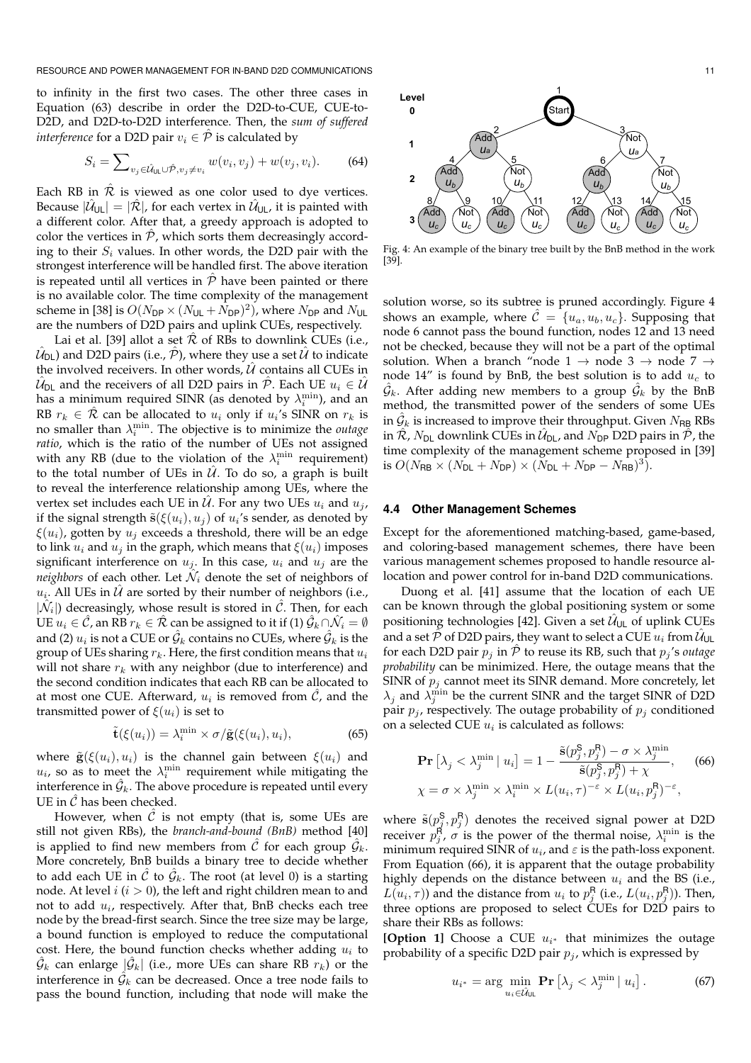to infinity in the first two cases. The other three cases in Equation (63) describe in order the D2D-to-CUE, CUE-to-D2D, and D2D-to-D2D interference. Then, the *sum of suffered interference* for a D2D pair $v_i \in \hat{\mathcal{P}}$ is calculated by

$$S_i = \sum\nolimits_{v_j \in \hat{\mathcal{U}}_{\mathsf{UL}} \cup \hat{\mathcal{P}}, v_j \neq v_i} w(v_i, v_j) + w(v_j, v_i). \qquad (64)$$

Each RB in $\hat{\mathcal{R}}$ is viewed as one color used to dye vertices. Because $|\hat{\mathcal{U}}_{\mathsf{UL}}| = |\hat{\mathcal{R}}|$, for each vertex in $\hat{\mathcal{U}}_{\mathsf{UL}}$, it is painted with a different color. After that, a greedy approach is adopted to color the vertices in $\hat{\mathcal{P}}$, which sorts them decreasingly according to their $S_i$ values. In other words, the D2D pair with the strongest interference will be handled first. The above iteration is repeated until all vertices in $\hat{\mathcal{P}}$ have been painted or there is no available color. The time complexity of the management scheme in [38] is $O(N_{\mathsf{DP}} \times (N_{\mathsf{UL}} + N_{\mathsf{DP}})^2)$, where $N_{\mathsf{DP}}$ and $N_{\mathsf{UL}}$ are the numbers of D2D pairs and uplink CUEs, respectively.

Lai et al. [39] allot a set $\hat{\mathcal{R}}$ of RBs to downlink CUEs (i.e., $\hat{\mathcal{U}}_{\mathsf{DL}}$) and D2D pairs (i.e., $\hat{\mathcal{P}}$), where they use a set $\hat{\mathcal{U}}$ to indicate the involved receivers. In other words, $\hat{\mathcal{U}}$ contains all CUEs in $\hat{\mathcal{U}}_{\mathsf{DL}}$ and the receivers of all D2D pairs in $\hat{\mathcal{P}}$. Each UE $u_i \in \hat{\mathcal{U}}$ has a minimum required SINR (as denoted by $\lambda_i^{\min}$), and an RB $r_k \in \hat{\mathcal{R}}$ can be allocated to $u_i$ only if $u_i$'s SINR on $r_k$ is no smaller than $\lambda_i^{\min}$. The objective is to minimize the *outage ratio*, which is the ratio of the number of UEs not assigned with any RB (due to the violation of the $\lambda_i^{\min}$ requirement) to the total number of UEs in $\hat{\mathcal{U}}$. To do so, a graph is built to reveal the interference relationship among UEs, where the vertex set includes each UE in $\hat{\mathcal{U}}$. For any two UEs $u_i$ and $u_j$, if the signal strength $\tilde{\mathbf{s}}(\xi(u_i), u_j)$ of $u_i$'s sender, as denoted by $\xi(u_i)$, gotten by $u_j$ exceeds a threshold, there will be an edge to link $u_i$ and $u_j$ in the graph, which means that $\xi(u_i)$ imposes significant interference on $u_j$. In this case, $u_i$ and $u_j$ are the *neighbors* of each other. Let $\hat{\mathcal{N}}_i$ denote the set of neighbors of $u_i$. All UEs in $\hat{\mathcal{U}}$ are sorted by their number of neighbors (i.e., $|\hat{\mathcal{N}}_i|$) decreasingly, whose result is stored in $\hat{\mathcal{C}}$. Then, for each UE $u_i \in \hat{\mathcal{C}}$, an RB $r_k \in \hat{\mathcal{R}}$ can be assigned to it if (1) $\hat{\mathcal{G}}_k \cap \hat{\mathcal{N}}_i = \emptyset$ and (2) $u_i$ is not a CUE or $\hat{\mathcal{G}}_k$ contains no CUEs, where $\hat{\mathcal{G}}_k$ is the group of UEs sharing $r_k$. Here, the first condition means that $u_i$ will not share $r_k$ with any neighbor (due to interference) and the second condition indicates that each RB can be allocated to at most one CUE. Afterward, $u_i$ is removed from $\hat{\mathcal{C}}$, and the transmitted power of $\xi(u_i)$ is set to

$$\tilde{\mathbf{t}}(\xi(u_i)) = \lambda_i^{\min} \times \sigma / \tilde{\mathbf{g}}(\xi(u_i), u_i), \qquad (65)$$

where $\tilde{\mathbf{g}}(\xi(u_i), u_i)$ is the channel gain between $\xi(u_i)$ and $u_i$, so as to meet the $\lambda_i^{\min}$ requirement while mitigating the interference in $\hat{\mathcal{G}}_k$. The above procedure is repeated until every UE in $\hat{\mathcal{C}}$ has been checked.

However, when $\hat{\mathcal{C}}$ is not empty (that is, some UEs are still not given RBs), the *branch-and-bound (BnB)* method [40] is applied to find new members from $\hat{\mathcal{C}}$ for each group $\hat{\mathcal{G}}_k$. More concretely, BnB builds a binary tree to decide whether to add each UE in $\hat{\mathcal{C}}$ to $\hat{\mathcal{G}}_k$. The root (at level 0) is a starting node. At level $i$ ($i > 0$), the left and right children mean to and not to add $u_i$, respectively. After that, BnB checks each tree node by the bread-first search. Since the tree size may be large, a bound function is employed to reduce the computational cost. Here, the bound function checks whether adding $u_i$ to $\hat{\mathcal{G}}_k$ can enlarge $|\hat{\mathcal{G}}_k|$ (i.e., more UEs can share RB $r_k$) or the interference in $\hat{\mathcal{G}}_k$ can be decreased. Once a tree node fails to pass the bound function, including that node will make the solution worse, so its subtree is pruned accordingly. Figure 4 shows an example, where $\hat{\mathcal{C}} = \{u_a, u_b, u_c\}$. Supposing that node 6 cannot pass the bound function, nodes 12 and 13 need not be checked, because they will not be a part of the optimal solution. When a branch "node 1 $\to$ node 3 $\to$ node 7 $\to$ node 14" is found by BnB, the best solution is to add $u_c$ to $\hat{\mathcal{G}}_k$. After adding new members to a group $\hat{\mathcal{G}}_k$ by the BnB method, the transmitted power of the senders of some UEs in $\hat{\mathcal{G}}_k$ is increased to improve their throughput. Given $N_{\mathsf{RB}}$ RBs in $\hat{\mathcal{R}}$, $N_{\mathsf{DL}}$ downlink CUEs in $\hat{\mathcal{U}}_{\mathsf{DL}}$, and $N_{\mathsf{DP}}$ D2D pairs in $\hat{\mathcal{P}}$, the time complexity of the management scheme proposed in [39] is $O(N_{\mathsf{RB}} \times (N_{\mathsf{DL}} + N_{\mathsf{DP}}) \times (N_{\mathsf{DL}} + N_{\mathsf{DP}} - N_{\mathsf{RB}})^3)$.

Fig. 4: An example of the binary tree built by the BnB method in the work [39].

### 4.4 Other Management Schemes

Except for the aforementioned matching-based, game-based, and coloring-based management schemes, there have been various management schemes proposed to handle resource allocation and power control for in-band D2D communications.

Duong et al. [41] assume that the location of each UE can be known through the global positioning system or some positioning technologies [42]. Given a set $\hat{\mathcal{U}}_{\mathsf{UL}}$ of uplink CUEs and a set $\hat{\mathcal{P}}$ of D2D pairs, they want to select a CUE $u_i$ from $\hat{\mathcal{U}}_{\mathsf{UL}}$ for each D2D pair $p_j$ in $\hat{\mathcal{P}}$ to reuse its RB, such that $p_j$'s *outage probability* can be minimized. Here, the outage means that the SINR of $p_j$ cannot meet its SINR demand. More concretely, let $\lambda_j$ and $\lambda_j^{\min}$ be the current SINR and the target SINR of D2D pair $p_j$, respectively. The outage probability of $p_j$ conditioned on a selected CUE $u_i$ is calculated as follows:

$$\begin{aligned}
\mathbf{Pr}\left[\lambda_j < \lambda_j^{\min} \mid u_i\right] &= 1 - \frac{\tilde{\mathbf{s}}(p_j^{\mathsf{S}}, p_j^{\mathsf{R}}) - \sigma \times \lambda_j^{\min}}{\tilde{\mathbf{s}}(p_j^{\mathsf{S}}, p_j^{\mathsf{R}}) + \chi}, \qquad (66)\\
\chi &= \sigma \times \lambda_j^{\min} \times \lambda_i^{\min} \times L(u_i, \tau)^{-\varepsilon} \times L(u_i, p_j^{\mathsf{R}})^{-\varepsilon},
\end{aligned}$$

where $\tilde{\mathbf{s}}(p_j^{\mathsf{S}}, p_j^{\mathsf{R}})$ denotes the received signal power at D2D receiver $p_j^{\mathsf{R}}$, $\sigma$ is the power of the thermal noise, $\lambda_i^{\min}$ is the minimum required SINR of $u_i$, and $\varepsilon$ is the path-loss exponent. From Equation (66), it is apparent that the outage probability highly depends on the distance between $u_i$ and the BS (i.e., $L(u_i, \tau)$) and the distance from $u_i$ to $p_j^{\mathsf{R}}$ (i.e., $L(u_i, p_j^{\mathsf{R}})$). Then, three options are proposed to select CUEs for D2D pairs to share their RBs as follows:

**[Option 1]** Choose a CUE $u_{i^*}$ that minimizes the outage probability of a specific D2D pair $p_j$, which is expressed by

$$u_{i^*} = \arg \min_{u_i \in \hat{\mathcal{U}}_{\mathsf{UL}}} \mathbf{Pr}\left[\lambda_j < \lambda_j^{\min} \mid u_i\right]. \qquad (67)$$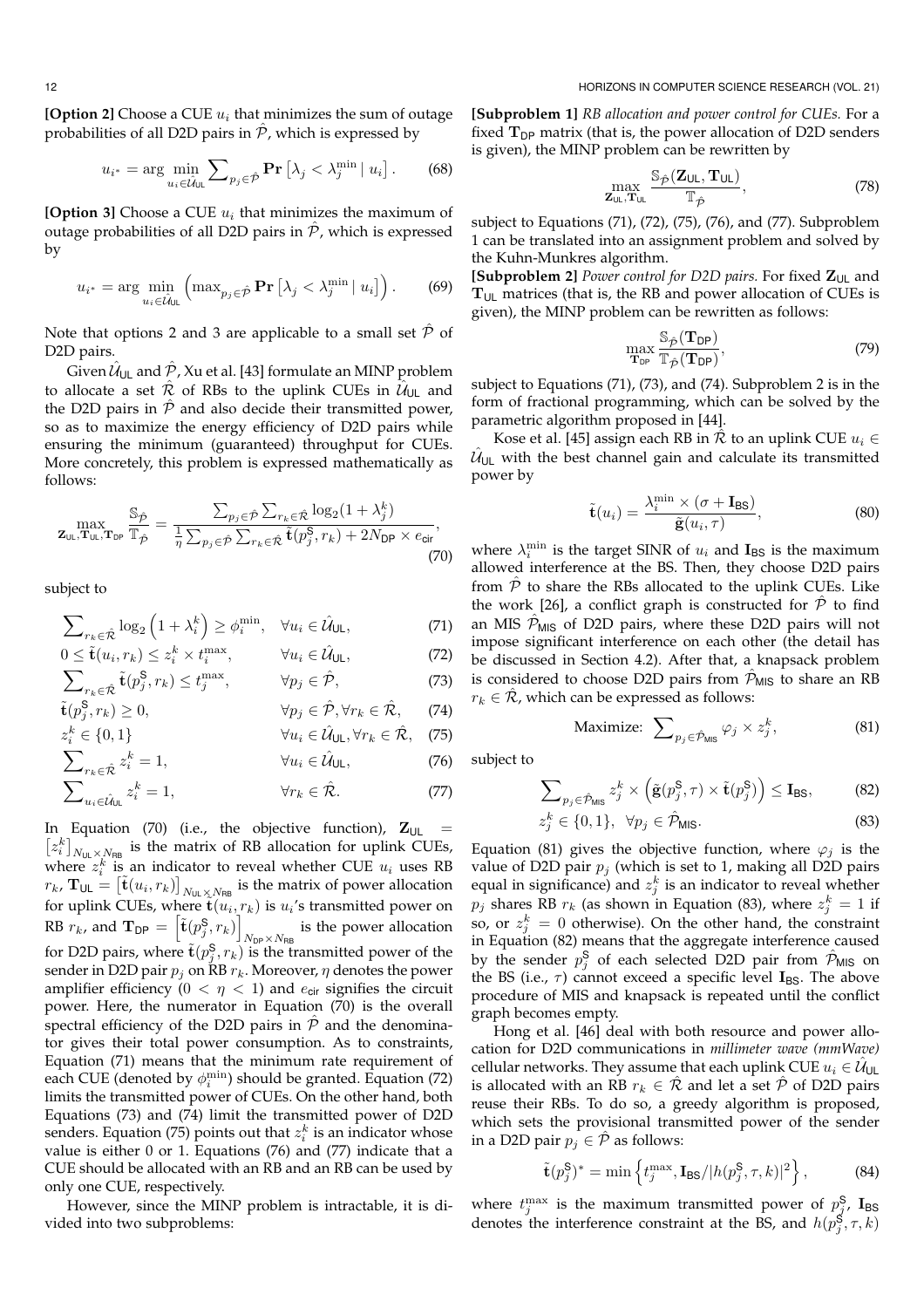**[Option 2]** Choose a CUE $u_i$ that minimizes the sum of outage probabilities of all D2D pairs in $\hat{\mathcal{P}}$, which is expressed by

$$u_{i^*} = \arg\min_{u_i \in \hat{\mathcal{U}}_{\mathsf{UL}}} \sum_{p_j \in \hat{\mathcal{P}}} \mathbf{Pr}\left[\lambda_j < \lambda_j^{\min} \mid u_i\right]. \qquad (68)$$

**[Option 3]** Choose a CUE $u_i$ that minimizes the maximum of outage probabilities of all D2D pairs in $\hat{\mathcal{P}}$, which is expressed by

$$u_{i^*} = \arg\min_{u_i \in \hat{\mathcal{U}}_{\mathsf{UL}}} \left(\max_{p_j \in \hat{\mathcal{P}}} \mathbf{Pr}\left[\lambda_j < \lambda_j^{\min} \mid u_i\right]\right). \qquad (69)$$

Note that options 2 and 3 are applicable to a small set $\hat{\mathcal{P}}$ of D2D pairs.

Given $\hat{\mathcal{U}}_{\mathsf{UL}}$ and $\hat{\mathcal{P}}$, Xu et al. [43] formulate an MINP problem to allocate a set $\hat{\mathcal{R}}$ of RBs to the uplink CUEs in $\hat{\mathcal{U}}_{\mathsf{UL}}$ and the D2D pairs in $\hat{\mathcal{P}}$ and also decide their transmitted power, so as to maximize the energy efficiency of D2D pairs while ensuring the minimum (guaranteed) throughput for CUEs. More concretely, this problem is expressed mathematically as follows:

$$\max_{\mathbf{Z}_{\mathsf{UL}}, \mathbf{T}_{\mathsf{UL}}, \mathbf{T}_{\mathsf{DP}}} \frac{\mathbb{S}_{\hat{\mathcal{P}}}}{\mathbb{T}_{\hat{\mathcal{P}}}} = \frac{\sum_{p_j \in \hat{\mathcal{P}}} \sum_{r_k \in \hat{\mathcal{R}}} \log_2(1+\lambda_j^k)}{\frac{1}{\eta}\sum_{p_j \in \hat{\mathcal{P}}} \sum_{r_k \in \hat{\mathcal{R}}} \tilde{\mathbf{t}}(p_j^{\mathsf{S}}, r_k) + 2N_{\mathsf{DP}} \times e_{\mathsf{cir}}}, \qquad (70)$$

subject to

$$\sum_{r_k \in \hat{\mathcal{R}}} \log_2\left(1+\lambda_i^k\right) \geq \phi_i^{\min}, \quad \forall u_i \in \hat{\mathcal{U}}_{\mathsf{UL}}, \qquad (71)$$

$$0 \leq \tilde{\mathbf{t}}(u_i, r_k) \leq z_i^k \times t_i^{\max}, \quad \forall u_i \in \hat{\mathcal{U}}_{\mathsf{UL}}, \qquad (72)$$

$$\sum_{r_k \in \hat{\mathcal{R}}} \tilde{\mathbf{t}}(p_j^{\mathsf{S}}, r_k) \leq t_j^{\max}, \quad \forall p_j \in \hat{\mathcal{P}}, \qquad (73)$$

$$\tilde{\mathbf{t}}(p_j^{\mathsf{S}}, r_k) \geq 0, \quad \forall p_j \in \hat{\mathcal{P}}, \forall r_k \in \hat{\mathcal{R}}, \qquad (74)$$

$$z_i^k \in \{0,1\} \quad \forall u_i \in \hat{\mathcal{U}}_{\mathsf{UL}}, \forall r_k \in \hat{\mathcal{R}}, \qquad (75)$$

$$\sum_{r_k \in \hat{\mathcal{R}}} z_i^k = 1, \quad \forall u_i \in \hat{\mathcal{U}}_{\mathsf{UL}}, \qquad (76)$$

$$\sum_{u_i \in \hat{\mathcal{U}}_{\mathsf{UL}}} z_i^k = 1, \quad \forall r_k \in \hat{\mathcal{R}}. \qquad (77)$$

In Equation (70) (i.e., the objective function), $\mathbf{Z}_{\mathsf{UL}} = \left[z_i^k\right]_{N_{\mathsf{UL}} \times N_{\mathsf{RB}}}$ is the matrix of RB allocation for uplink CUEs, where $z_i^k$ is an indicator to reveal whether CUE $u_i$ uses RB $r_k$, $\mathbf{T}_{\mathsf{UL}} = \left[\tilde{\mathbf{t}}(u_i, r_k)\right]_{N_{\mathsf{UL}} \times N_{\mathsf{RB}}}$ is the matrix of power allocation for uplink CUEs, where $\tilde{\mathbf{t}}(u_i, r_k)$ is $u_i$'s transmitted power on RB $r_k$, and $\mathbf{T}_{\mathsf{DP}} = \left[\tilde{\mathbf{t}}(p_j^{\mathsf{S}}, r_k)\right]_{N_{\mathsf{DP}} \times N_{\mathsf{RB}}}$ is the power allocation for D2D pairs, where $\tilde{\mathbf{t}}(p_j^{\mathsf{S}}, r_k)$ is the transmitted power of the sender in D2D pair $p_j$ on RB $r_k$. Moreover, $\eta$ denotes the power amplifier efficiency ($0 < \eta < 1$) and $e_{\mathsf{cir}}$ signifies the circuit power. Here, the numerator in Equation (70) is the overall spectral efficiency of the D2D pairs in $\hat{\mathcal{P}}$ and the denominator gives their total power consumption. As to constraints, Equation (71) means that the minimum rate requirement of each CUE (denoted by $\phi_i^{\min}$) should be granted. Equation (72) limits the transmitted power of CUEs. On the other hand, both Equations (73) and (74) limit the transmitted power of D2D senders. Equation (75) points out that $z_i^k$ is an indicator whose value is either 0 or 1. Equations (76) and (77) indicate that a CUE should be allocated with an RB and an RB can be used by only one CUE, respectively.

However, since the MINP problem is intractable, it is divided into two subproblems:

**[Subproblem 1]** *RB allocation and power control for CUEs.* For a fixed $\mathbf{T}_{\mathsf{DP}}$ matrix (that is, the power allocation of D2D senders is given), the MINP problem can be rewritten by

$$\max_{\mathbf{Z}_{\mathsf{UL}}, \mathbf{T}_{\mathsf{UL}}} \frac{\mathbb{S}_{\hat{\mathcal{P}}}(\mathbf{Z}_{\mathsf{UL}}, \mathbf{T}_{\mathsf{UL}})}{\mathbb{T}_{\hat{\mathcal{P}}}}, \qquad (78)$$

subject to Equations (71), (72), (75), (76), and (77). Subproblem 1 can be translated into an assignment problem and solved by the Kuhn-Munkres algorithm.

**[Subproblem 2]** *Power control for D2D pairs.* For fixed $\mathbf{Z}_{\mathsf{UL}}$ and $\mathbf{T}_{\mathsf{UL}}$ matrices (that is, the RB and power allocation of CUEs is given), the MINP problem can be rewritten as follows:

$$\max_{\mathbf{T}_{\mathsf{DP}}} \frac{\mathbb{S}_{\hat{\mathcal{P}}}(\mathbf{T}_{\mathsf{DP}})}{\mathbb{T}_{\hat{\mathcal{P}}}(\mathbf{T}_{\mathsf{DP}})}, \qquad (79)$$

subject to Equations (71), (73), and (74). Subproblem 2 is in the form of fractional programming, which can be solved by the parametric algorithm proposed in [44].

Kose et al. [45] assign each RB in $\hat{\mathcal{R}}$ to an uplink CUE $u_i \in \hat{\mathcal{U}}_{\mathsf{UL}}$ with the best channel gain and calculate its transmitted power by

$$\tilde{\mathbf{t}}(u_i) = \frac{\lambda_i^{\min} \times (\sigma + \mathbf{I}_{\mathsf{BS}})}{\tilde{\mathbf{g}}(u_i, \tau)}, \qquad (80)$$

where $\lambda_i^{\min}$ is the target SINR of $u_i$ and $\mathbf{I}_{\mathsf{BS}}$ is the maximum allowed interference at the BS. Then, they choose D2D pairs from $\hat{\mathcal{P}}$ to share the RBs allocated to the uplink CUEs. Like the work [26], a conflict graph is constructed for $\hat{\mathcal{P}}$ to find an MIS $\hat{\mathcal{P}}_{\mathsf{MIS}}$ of D2D pairs, where these D2D pairs will not impose significant interference on each other (the detail has be discussed in Section 4.2). After that, a knapsack problem is considered to choose D2D pairs from $\hat{\mathcal{P}}_{\mathsf{MIS}}$ to share an RB $r_k \in \hat{\mathcal{R}}$, which can be expressed as follows:

$$\text{Maximize: } \sum_{p_j \in \hat{\mathcal{P}}_{\mathsf{MIS}}} \varphi_j \times z_j^k, \qquad (81)$$

subject to

$$\sum_{p_j \in \hat{\mathcal{P}}_{\mathsf{MIS}}} z_j^k \times \left(\tilde{\mathbf{g}}(p_j^{\mathsf{S}}, \tau) \times \tilde{\mathbf{t}}(p_j^{\mathsf{S}})\right) \leq \mathbf{I}_{\mathsf{BS}}, \qquad (82)$$

$$z_j^k \in \{0,1\}, \quad \forall p_j \in \hat{\mathcal{P}}_{\mathsf{MIS}}. \qquad (83)$$

Equation (81) gives the objective function, where $\varphi_j$ is the value of D2D pair $p_j$ (which is set to 1, making all D2D pairs equal in significance) and $z_j^k$ is an indicator to reveal whether $p_j$ shares RB $r_k$ (as shown in Equation (83), where $z_j^k = 1$ if so, or $z_j^k = 0$ otherwise). On the other hand, the constraint in Equation (82) means that the aggregate interference caused by the sender $p_j^{\mathsf{S}}$ of each selected D2D pair from $\hat{\mathcal{P}}_{\mathsf{MIS}}$ on the BS (i.e., $\tau$) cannot exceed a specific level $\mathbf{I}_{\mathsf{BS}}$. The above procedure of MIS and knapsack is repeated until the conflict graph becomes empty.

Hong et al. [46] deal with both resource and power allocation for D2D communications in *millimeter wave (mmWave)* cellular networks. They assume that each uplink CUE $u_i \in \hat{\mathcal{U}}_{\mathsf{UL}}$ is allocated with an RB $r_k \in \hat{\mathcal{R}}$ and let a set $\hat{\mathcal{P}}$ of D2D pairs reuse their RBs. To do so, a greedy algorithm is proposed, which sets the provisional transmitted power of the sender in a D2D pair $p_j \in \hat{\mathcal{P}}$ as follows:

$$\tilde{\mathbf{t}}(p_j^{\mathsf{S}})^* = \min\left\{t_j^{\max}, \mathbf{I}_{\mathsf{BS}}/|h(p_j^{\mathsf{S}}, \tau, k)|^2\right\}, \qquad (84)$$

where $t_j^{\max}$ is the maximum transmitted power of $p_j^{\mathsf{S}}$, $\mathbf{I}_{\mathsf{BS}}$ denotes the interference constraint at the BS, and $h(p_j^{\mathsf{S}}, \tau, k)$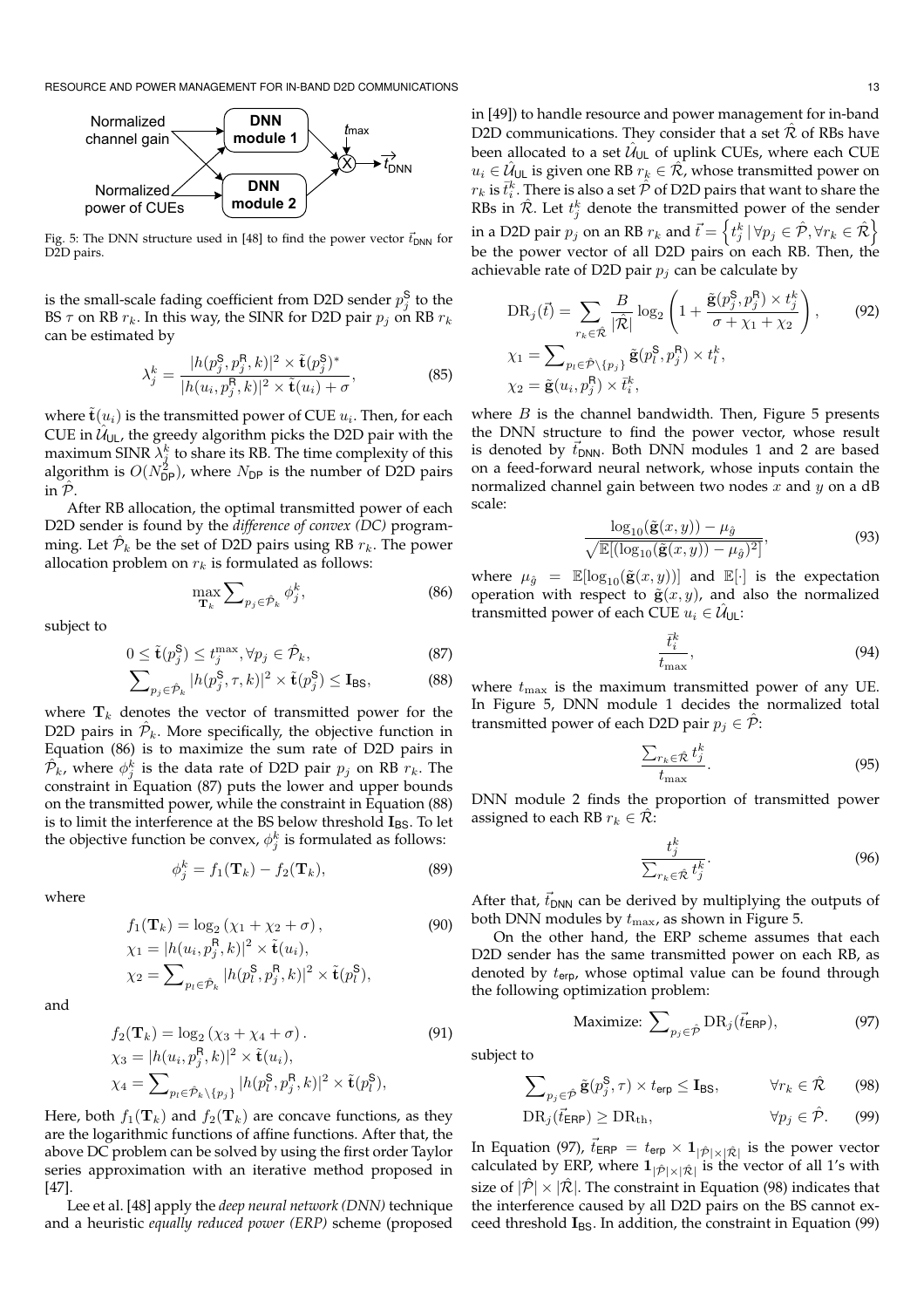Fig. 5: The DNN structure used in [48] to find the power vector $\vec{t}_{\mathsf{DNN}}$ for D2D pairs.

is the small-scale fading coefficient from D2D sender $p^{\mathsf{S}}_j$ to the BS $\tau$ on RB $r_k$. In this way, the SINR for D2D pair $p_j$ on RB $r_k$ can be estimated by

$$\lambda^k_j = \frac{|h(p^{\mathsf{S}}_j, p^{\mathsf{R}}_j, k)|^2 \times \tilde{\mathbf{t}}(p^{\mathsf{S}}_j)^*}{|h(u_i, p^{\mathsf{R}}_j, k)|^2 \times \tilde{\mathbf{t}}(u_i) + \sigma}, \tag{85}$$

where $\tilde{\mathbf{t}}(u_i)$ is the transmitted power of CUE $u_i$. Then, for each CUE in $\hat{\mathcal{U}}_{\mathsf{UL}}$, the greedy algorithm picks the D2D pair with the maximum SINR $\lambda^k_j$ to share its RB. The time complexity of this algorithm is $O(N^2_{\mathsf{DP}})$, where $N_{\mathsf{DP}}$ is the number of D2D pairs in $\hat{\mathcal{P}}$.

After RB allocation, the optimal transmitted power of each D2D sender is found by the *difference of convex (DC)* programming. Let $\hat{\mathcal{P}}_k$ be the set of D2D pairs using RB $r_k$. The power allocation problem on $r_k$ is formulated as follows:

$$\max_{\mathbf{T}_k} \sum\nolimits_{p_j \in \hat{\mathcal{P}}_k} \phi^k_j, \tag{86}$$

subject to

$$0 \leq \tilde{\mathbf{t}}(p^{\mathsf{S}}_j) \leq t^{\max}_j, \forall p_j \in \hat{\mathcal{P}}_k, \tag{87}$$

$$\sum\nolimits_{p_j \in \hat{\mathcal{P}}_k} |h(p^{\mathsf{S}}_j, \tau, k)|^2 \times \tilde{\mathbf{t}}(p^{\mathsf{S}}_j) \leq \mathbf{I}_{\mathsf{BS}}, \tag{88}$$

where $\mathbf{T}_k$ denotes the vector of transmitted power for the D2D pairs in $\hat{\mathcal{P}}_k$. More specifically, the objective function in Equation (86) is to maximize the sum rate of D2D pairs in $\hat{\mathcal{P}}_k$, where $\phi^k_j$ is the data rate of D2D pair $p_j$ on RB $r_k$. The constraint in Equation (87) puts the lower and upper bounds on the transmitted power, while the constraint in Equation (88) is to limit the interference at the BS below threshold $\mathbf{I}_{\mathsf{BS}}$. To let the objective function be convex, $\phi^k_j$ is formulated as follows:

$$\phi^k_j = f_1(\mathbf{T}_k) - f_2(\mathbf{T}_k), \tag{89}$$

where

$$f_1(\mathbf{T}_k) = \log_2(\chi_1 + \chi_2 + \sigma), \tag{90}$$
$$\chi_1 = |h(u_i, p^{\mathsf{R}}_j, k)|^2 \times \tilde{\mathbf{t}}(u_i),$$
$$\chi_2 = \sum\nolimits_{p_l \in \hat{\mathcal{P}}_k} |h(p^{\mathsf{S}}_l, p^{\mathsf{R}}_j, k)|^2 \times \tilde{\mathbf{t}}(p^{\mathsf{S}}_l),$$

and

$$f_2(\mathbf{T}_k) = \log_2(\chi_3 + \chi_4 + \sigma). \tag{91}$$
$$\chi_3 = |h(u_i, p^{\mathsf{R}}_j, k)|^2 \times \tilde{\mathbf{t}}(u_i),$$
$$\chi_4 = \sum\nolimits_{p_l \in \hat{\mathcal{P}}_k \setminus \{p_j\}} |h(p^{\mathsf{S}}_l, p^{\mathsf{R}}_j, k)|^2 \times \tilde{\mathbf{t}}(p^{\mathsf{S}}_l),$$

Here, both $f_1(\mathbf{T}_k)$ and $f_2(\mathbf{T}_k)$ are concave functions, as they are the logarithmic functions of affine functions. After that, the above DC problem can be solved by using the first order Taylor series approximation with an iterative method proposed in [47].

Lee et al. [48] apply the *deep neural network (DNN)* technique and a heuristic *equally reduced power (ERP)* scheme (proposed in [49]) to handle resource and power management for in-band D2D communications. They consider that a set $\hat{\mathcal{R}}$ of RBs have been allocated to a set $\hat{\mathcal{U}}_{\mathsf{UL}}$ of uplink CUEs, where each CUE $u_i \in \hat{\mathcal{U}}_{\mathsf{UL}}$ is given one RB $r_k \in \hat{\mathcal{R}}$, whose transmitted power on $r_k$ is $\bar{t}^k_i$. There is also a set $\hat{\mathcal{P}}$ of D2D pairs that want to share the RBs in $\hat{\mathcal{R}}$. Let $t^k_j$ denote the transmitted power of the sender in a D2D pair $p_j$ on an RB $r_k$ and $\vec{t} = \left\{ t^k_j \,|\, \forall p_j \in \hat{\mathcal{P}}, \forall r_k \in \hat{\mathcal{R}} \right\}$ be the power vector of all D2D pairs on each RB. Then, the achievable rate of D2D pair $p_j$ can be calculate by

$$\mathrm{DR}_j(\vec{t}) = \sum_{r_k \in \hat{\mathcal{R}}} \frac{B}{|\hat{\mathcal{R}}|} \log_2\left(1 + \frac{\tilde{\mathbf{g}}(p^{\mathsf{S}}_j, p^{\mathsf{R}}_j) \times t^k_j}{\sigma + \chi_1 + \chi_2}\right), \tag{92}$$
$$\chi_1 = \sum\nolimits_{p_l \in \hat{\mathcal{P}} \setminus \{p_j\}} \tilde{\mathbf{g}}(p^{\mathsf{S}}_l, p^{\mathsf{R}}_j) \times t^k_l,$$
$$\chi_2 = \tilde{\mathbf{g}}(u_i, p^{\mathsf{R}}_j) \times \bar{t}^k_i,$$

where $B$ is the channel bandwidth. Then, Figure 5 presents the DNN structure to find the power vector, whose result is denoted by $\vec{t}_{\mathsf{DNN}}$. Both DNN modules 1 and 2 are based on a feed-forward neural network, whose inputs contain the normalized channel gain between two nodes $x$ and $y$ on a dB scale:

$$\frac{\log_{10}(\tilde{\mathbf{g}}(x, y)) - \mu_{\hat{g}}}{\sqrt{\mathbb{E}[(\log_{10}(\tilde{\mathbf{g}}(x, y)) - \mu_{\hat{g}})^2]}}, \tag{93}$$

where $\mu_{\hat{g}} = \mathbb{E}[\log_{10}(\tilde{\mathbf{g}}(x, y))]$ and $\mathbb{E}[\cdot]$ is the expectation operation with respect to $\tilde{\mathbf{g}}(x, y)$, and also the normalized transmitted power of each CUE $u_i \in \hat{\mathcal{U}}_{\mathsf{UL}}$:

$$\frac{\bar{t}^k_i}{t_{\max}}, \tag{94}$$

where $t_{\max}$ is the maximum transmitted power of any UE. In Figure 5, DNN module 1 decides the normalized total transmitted power of each D2D pair $p_j \in \hat{\mathcal{P}}$:

$$\frac{\sum_{r_k \in \hat{\mathcal{R}}} t^k_j}{t_{\max}}. \tag{95}$$

DNN module 2 finds the proportion of transmitted power assigned to each RB $r_k \in \hat{\mathcal{R}}$:

$$\frac{t^k_j}{\sum_{r_k \in \hat{\mathcal{R}}} t^k_j}. \tag{96}$$

After that, $\vec{t}_{\mathsf{DNN}}$ can be derived by multiplying the outputs of both DNN modules by $t_{\max}$, as shown in Figure 5.

On the other hand, the ERP scheme assumes that each D2D sender has the same transmitted power on each RB, as denoted by $t_{\mathsf{erp}}$, whose optimal value can be found through the following optimization problem:

$$\text{Maximize: } \sum\nolimits_{p_j \in \hat{\mathcal{P}}} \mathrm{DR}_j(\vec{t}_{\mathsf{ERP}}), \tag{97}$$

subject to

$$\sum\nolimits_{p_j \in \hat{\mathcal{P}}} \tilde{\mathbf{g}}(p^{\mathsf{S}}_j, \tau) \times t_{\mathsf{erp}} \leq \mathbf{I}_{\mathsf{BS}}, \qquad \forall r_k \in \hat{\mathcal{R}} \tag{98}$$

$$\mathrm{DR}_j(\vec{t}_{\mathsf{ERP}}) \geq \mathrm{DR}_{\mathrm{th}}, \qquad \forall p_j \in \hat{\mathcal{P}}. \tag{99}$$

In Equation (97), $\vec{t}_{\mathsf{ERP}} = t_{\mathsf{erp}} \times \mathbf{1}_{|\hat{\mathcal{P}}| \times |\hat{\mathcal{R}}|}$ is the power vector calculated by ERP, where $\mathbf{1}_{|\hat{\mathcal{P}}| \times |\hat{\mathcal{R}}|}$ is the vector of all 1's with size of $|\hat{\mathcal{P}}| \times |\hat{\mathcal{R}}|$. The constraint in Equation (98) indicates that the interference caused by all D2D pairs on the BS cannot exceed threshold $\mathbf{I}_{\mathsf{BS}}$. In addition, the constraint in Equation (99)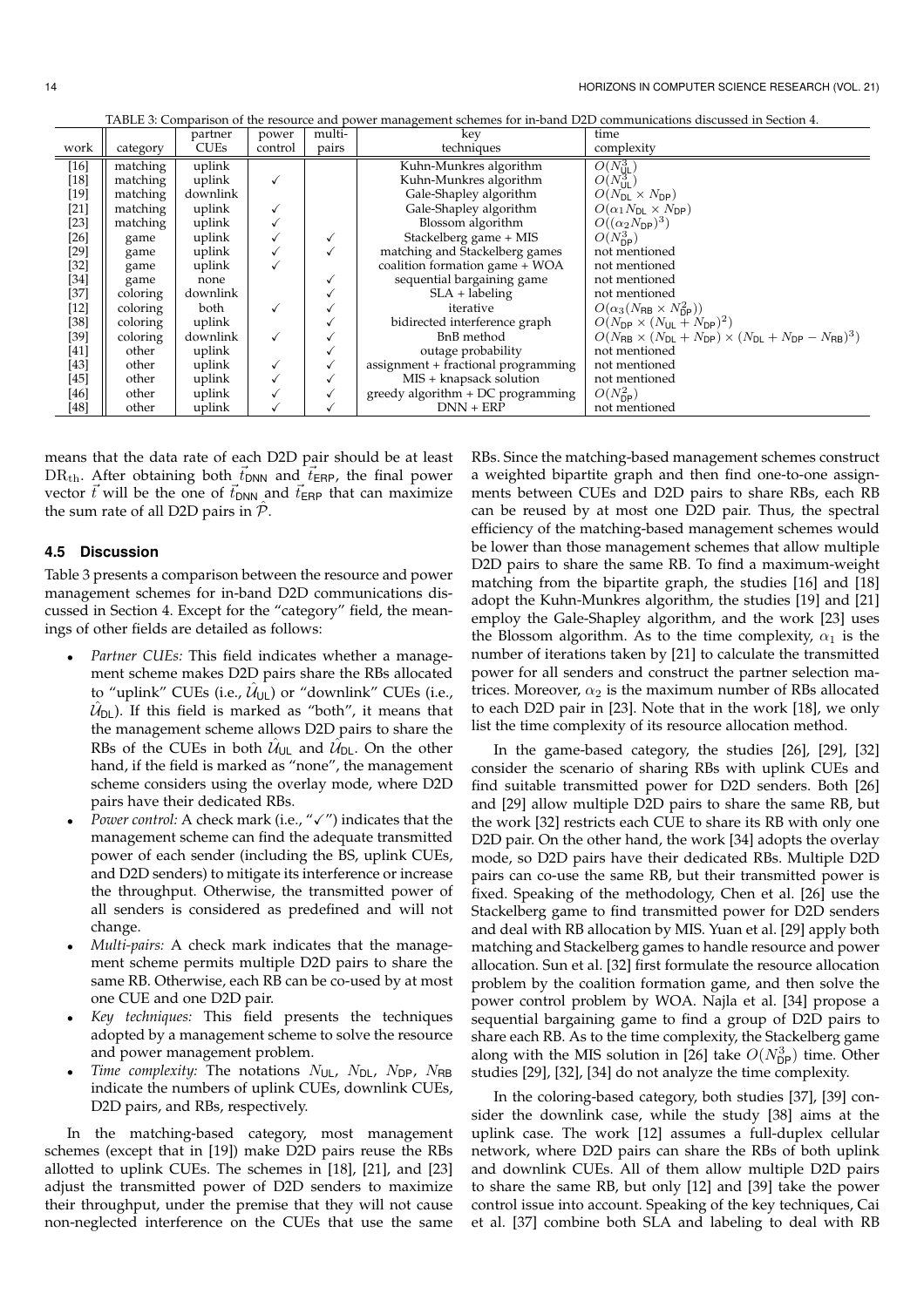TABLE 3: Comparison of the resource and power management schemes for in-band D2D communications discussed in Section 4.

| work | category | partner CUEs | power control | multi-pairs | key techniques | time complexity |
|---|---|---|---|---|---|---|
| [16] | matching | uplink | | | Kuhn-Munkres algorithm | $O(N_{\mathsf{UL}}^3)$ |
| [18] | matching | uplink | ✓ | | Kuhn-Munkres algorithm | $O(N_{\mathsf{UL}}^3)$ |
| [19] | matching | downlink | | | Gale-Shapley algorithm | $O(N_{\mathsf{DL}} \times N_{\mathsf{DP}})$ |
| [21] | matching | uplink | ✓ | | Gale-Shapley algorithm | $O(\alpha_1 N_{\mathsf{DL}} \times N_{\mathsf{DP}})$ |
| [23] | matching | uplink | ✓ | | Blossom algorithm | $O((\alpha_2 N_{\mathsf{DP}})^3)$ |
| [26] | game | uplink | ✓ | ✓ | Stackelberg game + MIS | $O(N_{\mathsf{DP}}^3)$ |
| [29] | game | uplink | ✓ | ✓ | matching and Stackelberg games | not mentioned |
| [32] | game | uplink | ✓ | | coalition formation game + WOA | not mentioned |
| [34] | game | none | | ✓ | sequential bargaining game | not mentioned |
| [37] | coloring | downlink | | ✓ | SLA + labeling | not mentioned |
| [12] | coloring | both | ✓ | ✓ | iterative | $O(\alpha_3 (N_{\mathsf{RB}} \times N_{\mathsf{DP}}^2))$ |
| [38] | coloring | uplink | | ✓ | bidirected interference graph | $O(N_{\mathsf{DP}} \times (N_{\mathsf{UL}} + N_{\mathsf{DP}})^2)$ |
| [39] | coloring | downlink | ✓ | ✓ | BnB method | $O(N_{\mathsf{RB}} \times (N_{\mathsf{DL}} + N_{\mathsf{DP}}) \times (N_{\mathsf{DL}} + N_{\mathsf{DP}} - N_{\mathsf{RB}})^3)$ |
| [41] | other | uplink | | ✓ | outage probability | not mentioned |
| [43] | other | uplink | ✓ | ✓ | assignment + fractional programming | not mentioned |
| [45] | other | uplink | ✓ | ✓ | MIS + knapsack solution | not mentioned |
| [46] | other | uplink | ✓ | ✓ | greedy algorithm + DC programming | $O(N_{\mathsf{DP}}^2)$ |
| [48] | other | uplink | ✓ | ✓ | DNN + ERP | not mentioned |

means that the data rate of each D2D pair should be at least $\mathrm{DR}_{\mathrm{th}}$. After obtaining both $\vec{t}_{\mathsf{DNN}}$ and $\vec{t}_{\mathsf{ERP}}$, the final power vector $\vec{t}$ will be the one of $\vec{t}_{\mathsf{DNN}}$ and $\vec{t}_{\mathsf{ERP}}$ that can maximize the sum rate of all D2D pairs in $\hat{\mathcal{P}}$.

### 4.5 Discussion

Table 3 presents a comparison between the resource and power management schemes for in-band D2D communications discussed in Section 4. Except for the "category" field, the meanings of other fields are detailed as follows:

- *Partner CUEs:* This field indicates whether a management scheme makes D2D pairs share the RBs allocated to "uplink" CUEs (i.e., $\hat{\mathcal{U}}_{\mathsf{UL}}$) or "downlink" CUEs (i.e., $\hat{\mathcal{U}}_{\mathsf{DL}}$). If this field is marked as "both", it means that the management scheme allows D2D pairs to share the RBs of the CUEs in both $\hat{\mathcal{U}}_{\mathsf{UL}}$ and $\hat{\mathcal{U}}_{\mathsf{DL}}$. On the other hand, if the field is marked as "none", the management scheme considers using the overlay mode, where D2D pairs have their dedicated RBs.
- *Power control:* A check mark (i.e., "✓") indicates that the management scheme can find the adequate transmitted power of each sender (including the BS, uplink CUEs, and D2D senders) to mitigate its interference or increase the throughput. Otherwise, the transmitted power of all senders is considered as predefined and will not change.
- *Multi-pairs:* A check mark indicates that the management scheme permits multiple D2D pairs to share the same RB. Otherwise, each RB can be co-used by at most one CUE and one D2D pair.
- *Key techniques:* This field presents the techniques adopted by a management scheme to solve the resource and power management problem.
- *Time complexity:* The notations $N_{\mathsf{UL}}$, $N_{\mathsf{DL}}$, $N_{\mathsf{DP}}$, $N_{\mathsf{RB}}$ indicate the numbers of uplink CUEs, downlink CUEs, D2D pairs, and RBs, respectively.

In the matching-based category, most management schemes (except that in [19]) make D2D pairs reuse the RBs allotted to uplink CUEs. The schemes in [18], [21], and [23] adjust the transmitted power of D2D senders to maximize their throughput, under the premise that they will not cause non-neglected interference on the CUEs that use the same RBs. Since the matching-based management schemes construct a weighted bipartite graph and then find one-to-one assignments between CUEs and D2D pairs to share RBs, each RB can be reused by at most one D2D pair. Thus, the spectral efficiency of the matching-based management schemes would be lower than those management schemes that allow multiple D2D pairs to share the same RB. To find a maximum-weight matching from the bipartite graph, the studies [16] and [18] adopt the Kuhn-Munkres algorithm, the studies [19] and [21] employ the Gale-Shapley algorithm, and the work [23] uses the Blossom algorithm. As to the time complexity, $\alpha_1$ is the number of iterations taken by [21] to calculate the transmitted power for all senders and construct the partner selection matrices. Moreover, $\alpha_2$ is the maximum number of RBs allocated to each D2D pair in [23]. Note that in the work [18], we only list the time complexity of its resource allocation method.

In the game-based category, the studies [26], [29], [32] consider the scenario of sharing RBs with uplink CUEs and find suitable transmitted power for D2D senders. Both [26] and [29] allow multiple D2D pairs to share the same RB, but the work [32] restricts each CUE to share its RB with only one D2D pair. On the other hand, the work [34] adopts the overlay mode, so D2D pairs have their dedicated RBs. Multiple D2D pairs can co-use the same RB, but their transmitted power is fixed. Speaking of the methodology, Chen et al. [26] use the Stackelberg game to find transmitted power for D2D senders and deal with RB allocation by MIS. Yuan et al. [29] apply both matching and Stackelberg games to handle resource and power allocation. Sun et al. [32] first formulate the resource allocation problem by the coalition formation game, and then solve the power control problem by WOA. Najla et al. [34] propose a sequential bargaining game to find a group of D2D pairs to share each RB. As to the time complexity, the Stackelberg game along with the MIS solution in [26] take $O(N_{\mathsf{DP}}^3)$ time. Other studies [29], [32], [34] do not analyze the time complexity.

In the coloring-based category, both studies [37], [39] consider the downlink case, while the study [38] aims at the uplink case. The work [12] assumes a full-duplex cellular network, where D2D pairs can share the RBs of both uplink and downlink CUEs. All of them allow multiple D2D pairs to share the same RB, but only [12] and [39] take the power control issue into account. Speaking of the key techniques, Cai et al. [37] combine both SLA and labeling to deal with RB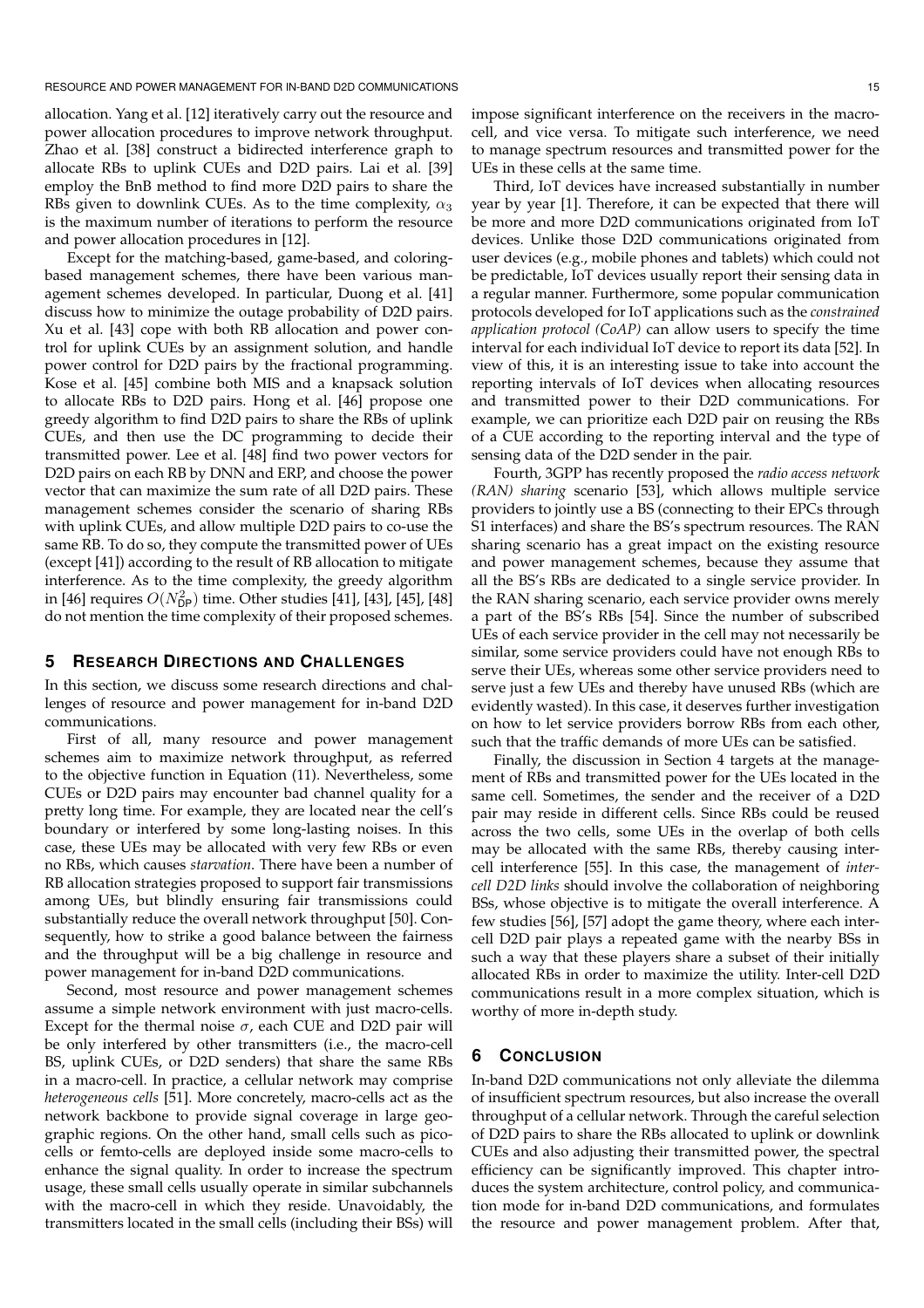allocation. Yang et al. [12] iteratively carry out the resource and power allocation procedures to improve network throughput. Zhao et al. [38] construct a bidirected interference graph to allocate RBs to uplink CUEs and D2D pairs. Lai et al. [39] employ the BnB method to find more D2D pairs to share the RBs given to downlink CUEs. As to the time complexity, $\alpha_3$ is the maximum number of iterations to perform the resource and power allocation procedures in [12].

Except for the matching-based, game-based, and coloring-based management schemes, there have been various management schemes developed. In particular, Duong et al. [41] discuss how to minimize the outage probability of D2D pairs. Xu et al. [43] cope with both RB allocation and power control for uplink CUEs by an assignment solution, and handle power control for D2D pairs by the fractional programming. Kose et al. [45] combine both MIS and a knapsack solution to allocate RBs to D2D pairs. Hong et al. [46] propose one greedy algorithm to find D2D pairs to share the RBs of uplink CUEs, and then use the DC programming to decide their transmitted power. Lee et al. [48] find two power vectors for D2D pairs on each RB by DNN and ERP, and choose the power vector that can maximize the sum rate of all D2D pairs. These management schemes consider the scenario of sharing RBs with uplink CUEs, and allow multiple D2D pairs to co-use the same RB. To do so, they compute the transmitted power of UEs (except [41]) according to the result of RB allocation to mitigate interference. As to the time complexity, the greedy algorithm in [46] requires $O(N_{\text{DP}}^2)$ time. Other studies [41], [43], [45], [48] do not mention the time complexity of their proposed schemes.

# 5 Research Directions and Challenges

In this section, we discuss some research directions and challenges of resource and power management for in-band D2D communications.

First of all, many resource and power management schemes aim to maximize network throughput, as referred to the objective function in Equation (11). Nevertheless, some CUEs or D2D pairs may encounter bad channel quality for a pretty long time. For example, they are located near the cell's boundary or interfered by some long-lasting noises. In this case, these UEs may be allocated with very few RBs or even no RBs, which causes *starvation*. There have been a number of RB allocation strategies proposed to support fair transmissions among UEs, but blindly ensuring fair transmissions could substantially reduce the overall network throughput [50]. Consequently, how to strike a good balance between the fairness and the throughput will be a big challenge in resource and power management for in-band D2D communications.

Second, most resource and power management schemes assume a simple network environment with just macro-cells. Except for the thermal noise $\sigma$, each CUE and D2D pair will be only interfered by other transmitters (i.e., the macro-cell BS, uplink CUEs, or D2D senders) that share the same RBs in a macro-cell. In practice, a cellular network may comprise *heterogeneous cells* [51]. More concretely, macro-cells act as the network backbone to provide signal coverage in large geographic regions. On the other hand, small cells such as picocells or femto-cells are deployed inside some macro-cells to enhance the signal quality. In order to increase the spectrum usage, these small cells usually operate in similar subchannels with the macro-cell in which they reside. Unavoidably, the transmitters located in the small cells (including their BSs) will impose significant interference on the receivers in the macro-cell, and vice versa. To mitigate such interference, we need to manage spectrum resources and transmitted power for the UEs in these cells at the same time.

Third, IoT devices have increased substantially in number year by year [1]. Therefore, it can be expected that there will be more and more D2D communications originated from IoT devices. Unlike those D2D communications originated from user devices (e.g., mobile phones and tablets) which could not be predictable, IoT devices usually report their sensing data in a regular manner. Furthermore, some popular communication protocols developed for IoT applications such as the *constrained application protocol (CoAP)* can allow users to specify the time interval for each individual IoT device to report its data [52]. In view of this, it is an interesting issue to take into account the reporting intervals of IoT devices when allocating resources and transmitted power to their D2D communications. For example, we can prioritize each D2D pair on reusing the RBs of a CUE according to the reporting interval and the type of sensing data of the D2D sender in the pair.

Fourth, 3GPP has recently proposed the *radio access network (RAN) sharing* scenario [53], which allows multiple service providers to jointly use a BS (connecting to their EPCs through S1 interfaces) and share the BS's spectrum resources. The RAN sharing scenario has a great impact on the existing resource and power management schemes, because they assume that all the BS's RBs are dedicated to a single service provider. In the RAN sharing scenario, each service provider owns merely a part of the BS's RBs [54]. Since the number of subscribed UEs of each service provider in the cell may not necessarily be similar, some service providers could have not enough RBs to serve their UEs, whereas some other service providers need to serve just a few UEs and thereby have unused RBs (which are evidently wasted). In this case, it deserves further investigation on how to let service providers borrow RBs from each other, such that the traffic demands of more UEs can be satisfied.

Finally, the discussion in Section 4 targets at the management of RBs and transmitted power for the UEs located in the same cell. Sometimes, the sender and the receiver of a D2D pair may reside in different cells. Since RBs could be reused across the two cells, some UEs in the overlap of both cells may be allocated with the same RBs, thereby causing inter-cell interference [55]. In this case, the management of *inter-cell D2D links* should involve the collaboration of neighboring BSs, whose objective is to mitigate the overall interference. A few studies [56], [57] adopt the game theory, where each inter-cell D2D pair plays a repeated game with the nearby BSs in such a way that these players share a subset of their initially allocated RBs in order to maximize the utility. Inter-cell D2D communications result in a more complex situation, which is worthy of more in-depth study.

# 6 Conclusion

In-band D2D communications not only alleviate the dilemma of insufficient spectrum resources, but also increase the overall throughput of a cellular network. Through the careful selection of D2D pairs to share the RBs allocated to uplink or downlink CUEs and also adjusting their transmitted power, the spectral efficiency can be significantly improved. This chapter introduces the system architecture, control policy, and communication mode for in-band D2D communications, and formulates the resource and power management problem. After that,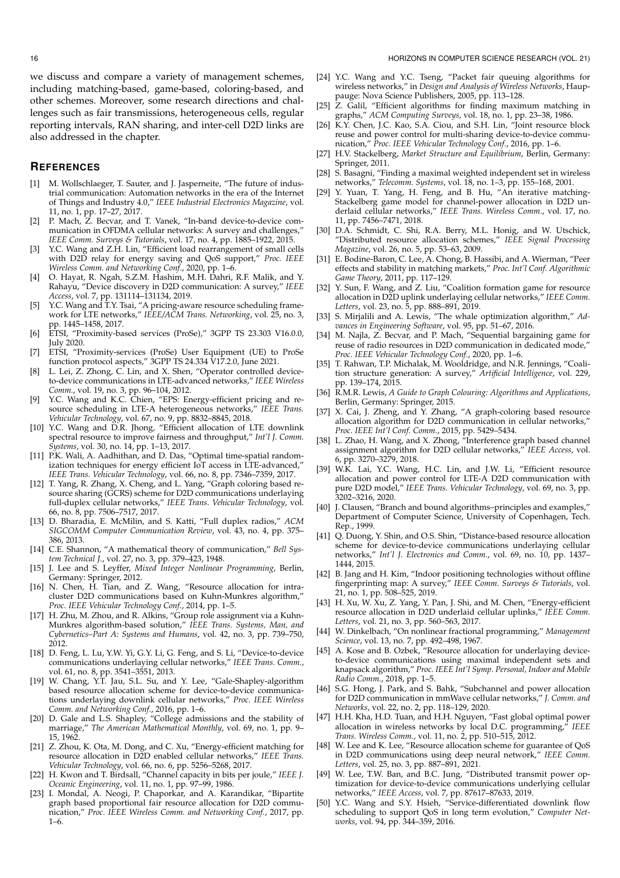we discuss and compare a variety of management schemes, including matching-based, game-based, coloring-based, and other schemes. Moreover, some research directions and challenges such as fair transmissions, heterogeneous cells, regular reporting intervals, RAN sharing, and inter-cell D2D links are also addressed in the chapter.

## REFERENCES

[1] M. Wollschlaeger, T. Sauter, and J. Jasperneite, "The future of industrial communication: Automation networks in the era of the Internet of Things and Industry 4.0," *IEEE Industrial Electronics Magazine*, vol. 11, no. 1, pp. 17–27, 2017.

[2] P. Mach, Z. Becvar, and T. Vanek, "In-band device-to-device communication in OFDMA cellular networks: A survey and challenges," *IEEE Comm. Surveys & Tutorials*, vol. 17, no. 4, pp. 1885–1922, 2015.

[3] Y.C. Wang and Z.H. Lin, "Efficient load rearrangement of small cells with D2D relay for energy saving and QoS support," *Proc. IEEE Wireless Comm. and Networking Conf.*, 2020, pp. 1–6.

[4] O. Hayat, R. Ngah, S.Z.M. Hashim, M.H. Dahri, R.F. Malik, and Y. Rahayu, "Device discovery in D2D communication: A survey," *IEEE Access*, vol. 7, pp. 131114–131134, 2019.

[5] Y.C. Wang and T.Y. Tsai, "A pricing-aware resource scheduling framework for LTE networks," *IEEE/ACM Trans. Networking*, vol. 25, no. 3, pp. 1445–1458, 2017.

[6] ETSI, "Proximity-based services (ProSe)," 3GPP TS 23.303 V16.0.0, July 2020.

[7] ETSI, "Proximity-services (ProSe) User Equipment (UE) to ProSe function protocol aspects," 3GPP TS 24.334 V17.2.0, June 2021.

[8] L. Lei, Z. Zhong, C. Lin, and X. Shen, "Operator controlled device-to-device communications in LTE-advanced networks," *IEEE Wireless Comm.*, vol. 19, no. 3, pp. 96–104, 2012.

[9] Y.C. Wang and K.C. Chien, "EPS: Energy-efficient pricing and resource scheduling in LTE-A heterogeneous networks," *IEEE Trans. Vehicular Technology*, vol. 67, no. 9, pp. 8832–8845, 2018.

[10] Y.C. Wang and D.R. Jhong, "Efficient allocation of LTE downlink spectral resource to improve fairness and throughput," *Int'l J. Comm. Systems*, vol. 30, no. 14, pp. 1–13, 2017.

[11] P.K. Wali, A. Aadhithan, and D. Das, "Optimal time-spatial randomization techniques for energy efficient IoT access in LTE-advanced," *IEEE Trans. Vehicular Technology*, vol. 66, no. 8, pp. 7346–7359, 2017.

[12] T. Yang, R. Zhang, X. Cheng, and L. Yang, "Graph coloring based resource sharing (GCRS) scheme for D2D communications underlaying full-duplex cellular networks," *IEEE Trans. Vehicular Technology*, vol. 66, no. 8, pp. 7506–7517, 2017.

[13] D. Bharadia, E. McMilin, and S. Katti, "Full duplex radios," *ACM SIGCOMM Computer Communication Review*, vol. 43, no. 4, pp. 375–386, 2013.

[14] C.E. Shannon, "A mathematical theory of communication," *Bell System Technical J.*, vol. 27, no. 3, pp. 379–423, 1948.

[15] J. Lee and S. Leyffer, *Mixed Integer Nonlinear Programming*, Berlin, Germany: Springer, 2012.

[16] N. Chen, H. Tian, and Z. Wang, "Resource allocation for intra-cluster D2D communications based on Kuhn-Munkres algorithm," *Proc. IEEE Vehicular Technology Conf.*, 2014, pp. 1–5.

[17] H. Zhu, M. Zhou, and R. Alkins, "Group role assignment via a Kuhn-Munkres algorithm-based solution," *IEEE Trans. Systems, Man, and Cybernetics–Part A: Systems and Humans*, vol. 42, no. 3, pp. 739–750, 2012.

[18] D. Feng, L. Lu, Y.W. Yi, G.Y. Li, G. Feng, and S. Li, "Device-to-device communications underlaying cellular networks," *IEEE Trans. Comm.*, vol. 61, no. 8, pp. 3541–3551, 2013.

[19] W. Chang, Y.T. Jau, S.L. Su, and Y. Lee, "Gale-Shapley-algorithm based resource allocation scheme for device-to-device communications underlaying downlink cellular networks," *Proc. IEEE Wireless Comm. and Networking Conf.*, 2016, pp. 1–6.

[20] D. Gale and L.S. Shapley, "College admissions and the stability of marriage," *The American Mathematical Monthly*, vol. 69, no. 1, pp. 9–15, 1962.

[21] Z. Zhou, K. Ota, M. Dong, and C. Xu, "Energy-efficient matching for resource allocation in D2D enabled cellular networks," *IEEE Trans. Vehicular Technology*, vol. 66, no. 6, pp. 5256–5268, 2017.

[22] H. Kwon and T. Birdsall, "Channel capacity in bits per joule," *IEEE J. Oceanic Engineering*, vol. 11, no. 1, pp. 97–99, 1986.

[23] I. Mondal, A. Neogi, P. Chaporkar, and A. Karandikar, "Bipartite graph based proportional fair resource allocation for D2D communication," *Proc. IEEE Wireless Comm. and Networking Conf.*, 2017, pp. 1–6.

[24] Y.C. Wang and Y.C. Tseng, "Packet fair queuing algorithms for wireless networks," in *Design and Analysis of Wireless Networks*, Hauppauge: Nova Science Publishers, 2005, pp. 113–128.

[25] Z. Galil, "Efficient algorithms for finding maximum matching in graphs," *ACM Computing Surveys*, vol. 18, no. 1, pp. 23–38, 1986.

[26] K.Y. Chen, J.C. Kao, S.A. Ciou, and S.H. Lin, "Joint resource block reuse and power control for multi-sharing device-to-device communication," *Proc. IEEE Vehicular Technology Conf.*, 2016, pp. 1–6.

[27] H.V. Stackelberg, *Market Structure and Equilibrium*, Berlin, Germany: Springer, 2011.

[28] S. Basagni, "Finding a maximal weighted independent set in wireless networks," *Telecomm. Systems*, vol. 18, no. 1–3, pp. 155–168, 2001.

[29] Y. Yuan, T. Yang, H. Feng, and B. Hu, "An iterative matching-Stackelberg game model for channel-power allocation in D2D underlaid cellular networks," *IEEE Trans. Wireless Comm.*, vol. 17, no. 11, pp. 7456–7471, 2018.

[30] D.A. Schmidt, C. Shi, R.A. Berry, M.L. Honig, and W. Utschick, "Distributed resource allocation schemes," *IEEE Signal Processing Magazine*, vol. 26, no. 5, pp. 53–63, 2009.

[31] E. Bodine-Baron, C. Lee, A. Chong, B. Hassibi, and A. Wierman, "Peer effects and stability in matching markets," *Proc. Int'l Conf. Algorithmic Game Theory*, 2011, pp. 117–129.

[32] Y. Sun, F. Wang, and Z. Liu, "Coalition formation game for resource allocation in D2D uplink underlaying cellular networks," *IEEE Comm. Letters*, vol. 23, no. 5, pp. 888–891, 2019.

[33] S. Mirjalili and A. Lewis, "The whale optimization algorithm," *Advances in Engineering Software*, vol. 95, pp. 51–67, 2016.

[34] M. Najla, Z. Becvar, and P. Mach, "Sequential bargaining game for reuse of radio resources in D2D communication in dedicated mode," *Proc. IEEE Vehicular Technology Conf.*, 2020, pp. 1–6.

[35] T. Rahwan, T.P. Michalak, M. Wooldridge, and N.R. Jennings, "Coalition structure generation: A survey," *Artificial Intelligence*, vol. 229, pp. 139–174, 2015.

[36] R.M.R. Lewis, *A Guide to Graph Colouring: Algorithms and Applications*, Berlin, Germany: Springer, 2015.

[37] X. Cai, J. Zheng, and Y. Zhang, "A graph-coloring based resource allocation algorithm for D2D communication in cellular networks," *Proc. IEEE Int'l Conf. Comm.*, 2015, pp. 5429–5434.

[38] L. Zhao, H. Wang, and X. Zhong, "Interference graph based channel assignment algorithm for D2D cellular networks," *IEEE Access*, vol. 6, pp. 3270–3279, 2018.

[39] W.K. Lai, Y.C. Wang, H.C. Lin, and J.W. Li, "Efficient resource allocation and power control for LTE-A D2D communication with pure D2D model," *IEEE Trans. Vehicular Technology*, vol. 69, no. 3, pp. 3202–3216, 2020.

[40] J. Clausen, "Branch and bound algorithms–principles and examples," Department of Computer Science, University of Copenhagen, Tech. Rep., 1999.

[41] Q. Duong, Y. Shin, and O.S. Shin, "Distance-based resource allocation scheme for device-to-device communications underlaying cellular networks," *Int'l J. Electronics and Comm.*, vol. 69, no. 10, pp. 1437–1444, 2015.

[42] B. Jang and H. Kim, "Indoor positioning technologies without offline fingerprinting map: A survey," *IEEE Comm. Surveys & Tutorials*, vol. 21, no. 1, pp. 508–525, 2019.

[43] H. Xu, W. Xu, Z. Yang, Y. Pan, J. Shi, and M. Chen, "Energy-efficient resource allocation in D2D underlaid cellular uplinks," *IEEE Comm. Letters*, vol. 21, no. 3, pp. 560–563, 2017.

[44] W. Dinkelbach, "On nonlinear fractional programming," *Management Science*, vol. 13, no. 7, pp. 492–498, 1967.

[45] A. Kose and B. Ozbek, "Resource allocation for underlaying device-to-device communications using maximal independent sets and knapsack algorithm," *Proc. IEEE Int'l Symp. Personal, Indoor and Mobile Radio Comm.*, 2018, pp. 1–5.

[46] S.G. Hong, J. Park, and S. Bahk, "Subchannel and power allocation for D2D communication in mmWave cellular networks," *J. Comm. and Networks*, vol. 22, no. 2, pp. 118–129, 2020.

[47] H.H. Kha, H.D. Tuan, and H.H. Nguyen, "Fast global optimal power allocation in wireless networks by local D.C. programming," *IEEE Trans. Wireless Comm.*, vol. 11, no. 2, pp. 510–515, 2012.

[48] W. Lee and K. Lee, "Resource allocation scheme for guarantee of QoS in D2D communications using deep neural network," *IEEE Comm. Letters*, vol. 25, no. 3, pp. 887–891, 2021.

[49] W. Lee, T.W. Ban, and B.C. Jung, "Distributed transmit power optimization for device-to-device communications underlying cellular networks," *IEEE Access*, vol. 7, pp. 87617–87633, 2019.

[50] Y.C. Wang and S.Y. Hsieh, "Service-differentiated downlink flow scheduling to support QoS in long term evolution," *Computer Networks*, vol. 94, pp. 344–359, 2016.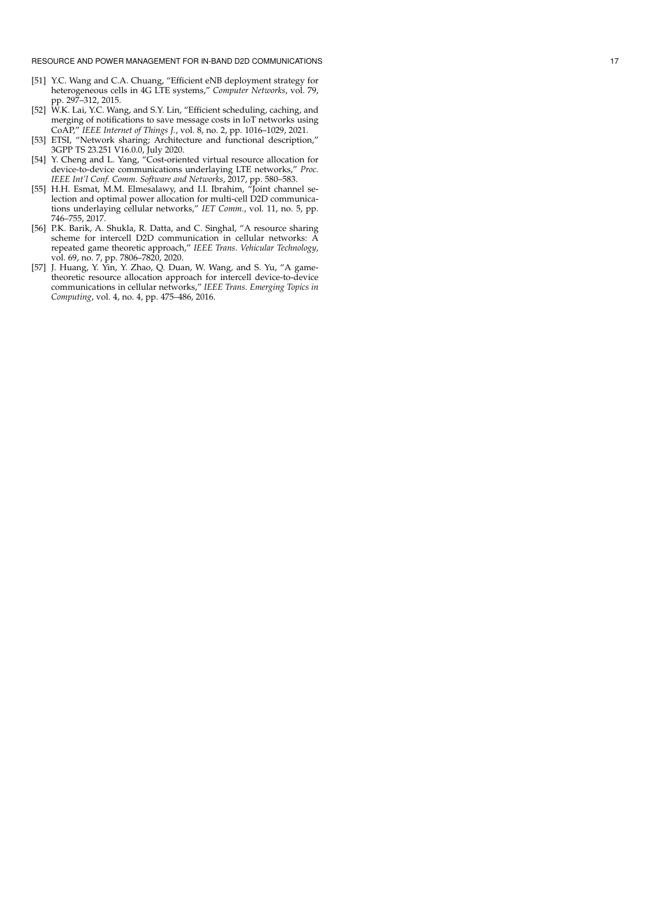[51] Y.C. Wang and C.A. Chuang, "Efficient eNB deployment strategy for heterogeneous cells in 4G LTE systems," *Computer Networks*, vol. 79, pp. 297–312, 2015.

[52] W.K. Lai, Y.C. Wang, and S.Y. Lin, "Efficient scheduling, caching, and merging of notifications to save message costs in IoT networks using CoAP," *IEEE Internet of Things J.*, vol. 8, no. 2, pp. 1016–1029, 2021.

[53] ETSI, "Network sharing; Architecture and functional description," 3GPP TS 23.251 V16.0.0, July 2020.

[54] Y. Cheng and L. Yang, "Cost-oriented virtual resource allocation for device-to-device communications underlaying LTE networks," *Proc. IEEE Int'l Conf. Comm. Software and Networks*, 2017, pp. 580–583.

[55] H.H. Esmat, M.M. Elmesalawy, and I.I. Ibrahim, "Joint channel selection and optimal power allocation for multi-cell D2D communications underlaying cellular networks," *IET Comm.*, vol. 11, no. 5, pp. 746–755, 2017.

[56] P.K. Barik, A. Shukla, R. Datta, and C. Singhal, "A resource sharing scheme for intercell D2D communication in cellular networks: A repeated game theoretic approach," *IEEE Trans. Vehicular Technology*, vol. 69, no. 7, pp. 7806–7820, 2020.

[57] J. Huang, Y. Yin, Y. Zhao, Q. Duan, W. Wang, and S. Yu, "A game-theoretic resource allocation approach for intercell device-to-device communications in cellular networks," *IEEE Trans. Emerging Topics in Computing*, vol. 4, no. 4, pp. 475–486, 2016.